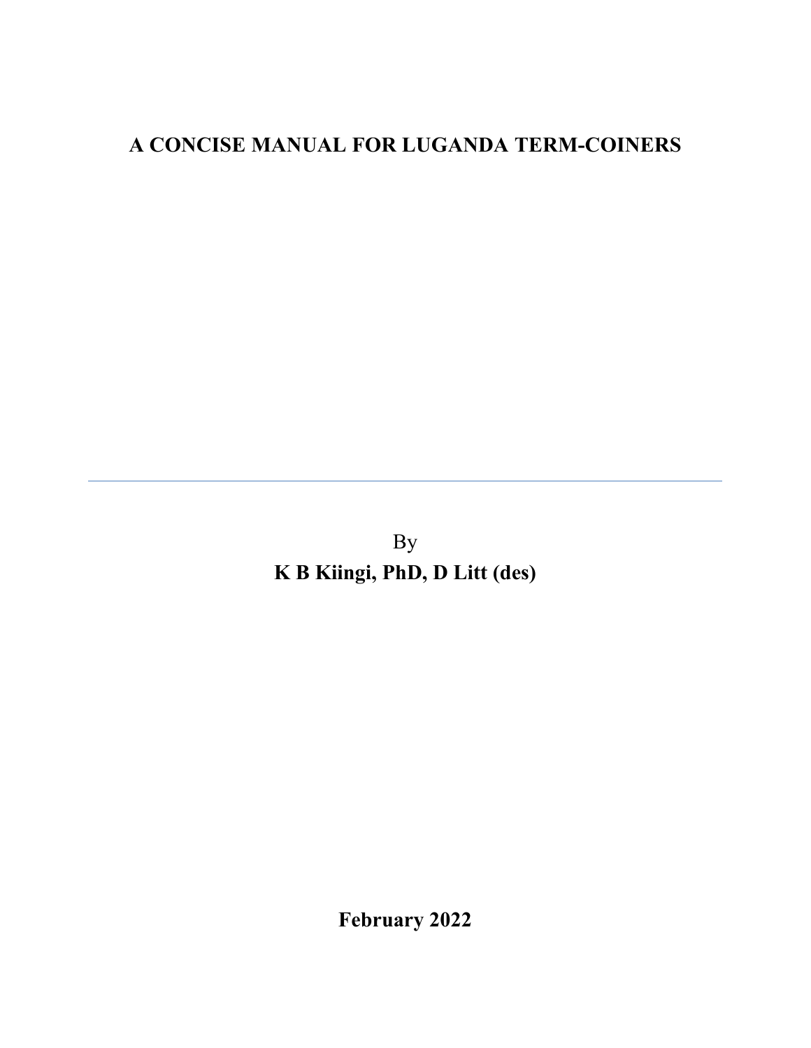# A CONCISE MANUAL FOR LUGANDA TERM-COINERS

---

By

**K B Kiingi, PhD, D Litt (des)**

**February 2022**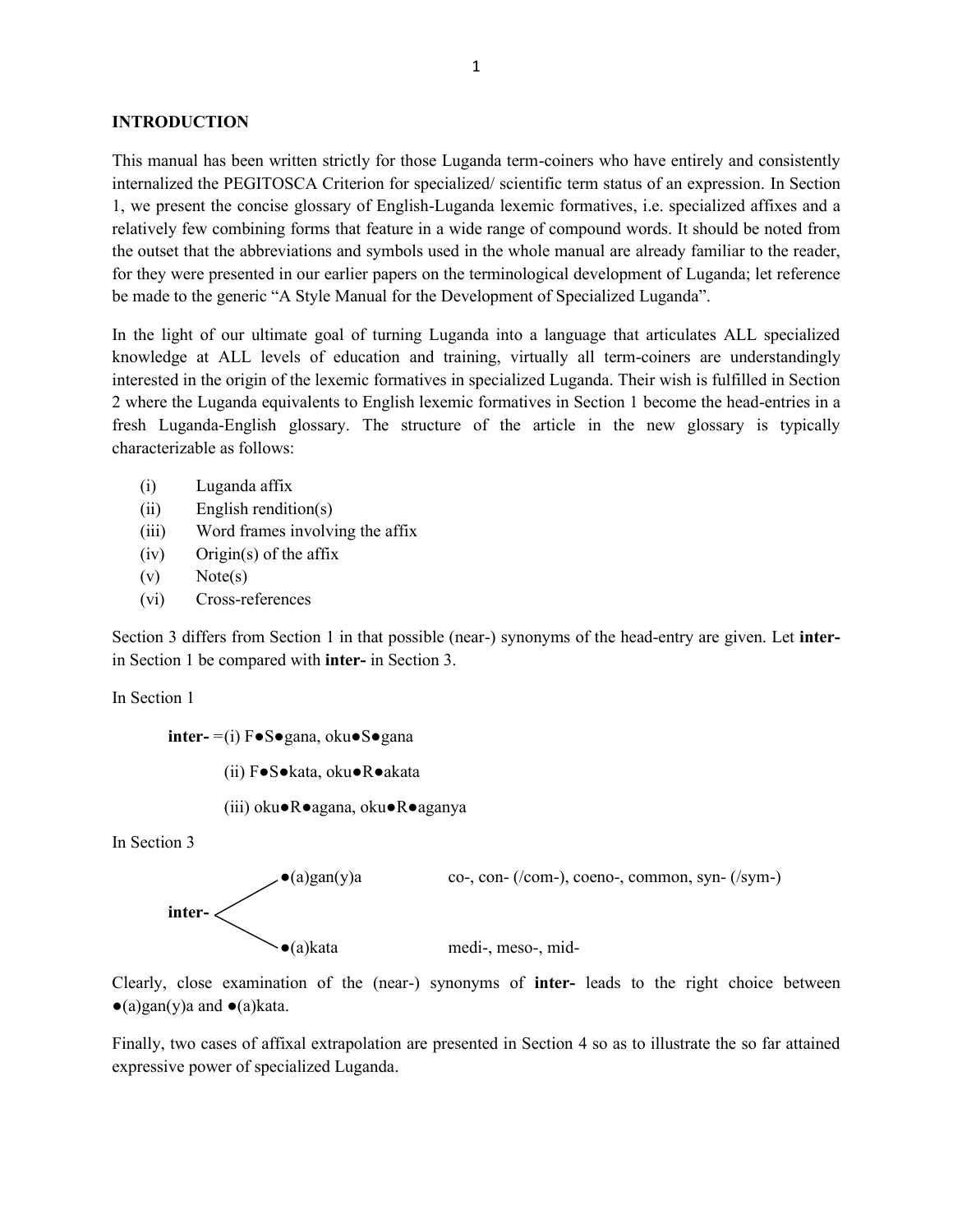## INTRODUCTION

This manual has been written strictly for those Luganda term-coiners who have entirely and consistently internalized the PEGITOSCA Criterion for specialized/ scientific term status of an expression. In Section 1, we present the concise glossary of English-Luganda lexemic formatives, i.e. specialized affixes and a relatively few combining forms that feature in a wide range of compound words. It should be noted from the outset that the abbreviations and symbols used in the whole manual are already familiar to the reader, for they were presented in our earlier papers on the terminological development of Luganda; let reference be made to the generic "A Style Manual for the Development of Specialized Luganda".

In the light of our ultimate goal of turning Luganda into a language that articulates ALL specialized knowledge at ALL levels of education and training, virtually all term-coiners are understandingly interested in the origin of the lexemic formatives in specialized Luganda. Their wish is fulfilled in Section 2 where the Luganda equivalents to English lexemic formatives in Section 1 become the head-entries in a fresh Luganda-English glossary. The structure of the article in the new glossary is typically characterizable as follows:

(i) Luganda affix
(ii) English rendition(s)
(iii) Word frames involving the affix
(iv) Origin(s) of the affix
(v) Note(s)
(vi) Cross-references

Section 3 differs from Section 1 in that possible (near-) synonyms of the head-entry are given. Let **inter-** in Section 1 be compared with **inter-** in Section 3.

In Section 1

**inter-** =(i) F●S●gana, oku●S●gana

(ii) F●S●kata, oku●R●akata

(iii) oku●R●agana, oku●R●aganya

In Section 3

**inter-**
- ●(a)gan(y)a — co-, con- (/com-), coeno-, common, syn- (/sym-)
- ●(a)kata — medi-, meso-, mid-

Clearly, close examination of the (near-) synonyms of **inter-** leads to the right choice between ●(a)gan(y)a and ●(a)kata.

Finally, two cases of affixal extrapolation are presented in Section 4 so as to illustrate the so far attained expressive power of specialized Luganda.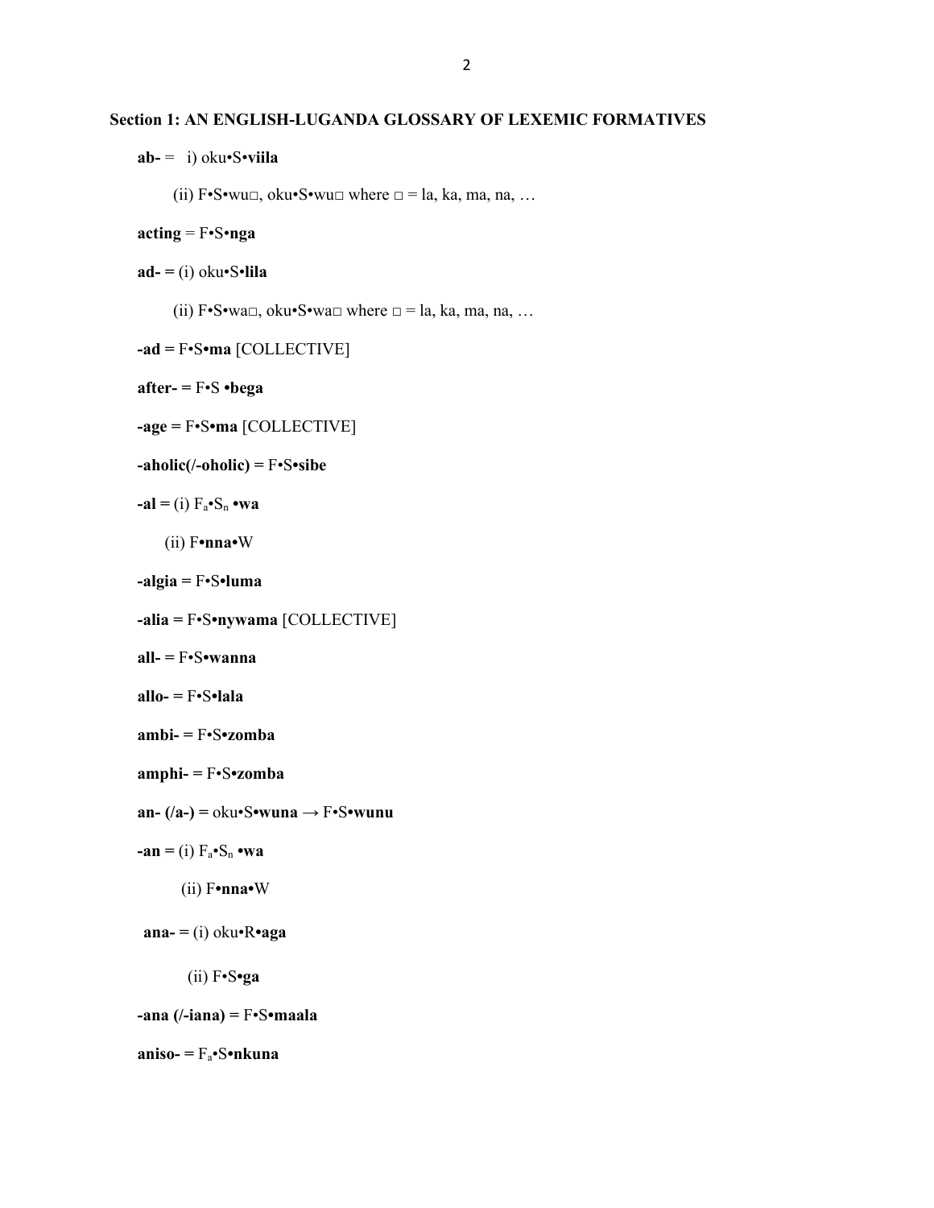## Section 1: AN ENGLISH-LUGANDA GLOSSARY OF LEXEMIC FORMATIVES

**ab-** = i) oku•S•**viila**

(ii) F•S•wu□, oku•S•wu□ where □ = la, ka, ma, na, …

**acting** = F•S•**nga**

**ad-** = (i) oku•S•**lila**

(ii) F•S•wa□, oku•S•wa□ where □ = la, ka, ma, na, …

**-ad** = F•S•**ma** [COLLECTIVE]

**after-** = F•S •**bega**

**-age** = F•S•**ma** [COLLECTIVE]

**-aholic(/-oholic)** = F•S•**sibe**

**-al** = (i) $F_a$•$S_n$ •**wa**

(ii) F•**nna**•W

**-algia** = F•S•**luma**

**-alia** = F•S•**nywama** [COLLECTIVE]

**all-** = F•S•**wanna**

**allo-** = F•S•**lala**

**ambi-** = F•S•**zomba**

**amphi-** = F•S•**zomba**

**an- (/a-)** = oku•S•**wuna** → F•S•**wunu**

**-an** = (i) $F_a$•$S_n$ •**wa**

(ii) F•**nna**•W

**ana-** = (i) oku•R•**aga**

(ii) F•S•**ga**

**-ana (/-iana)** = F•S•**maala**

**aniso-** = $F_a$•S•**nkuna**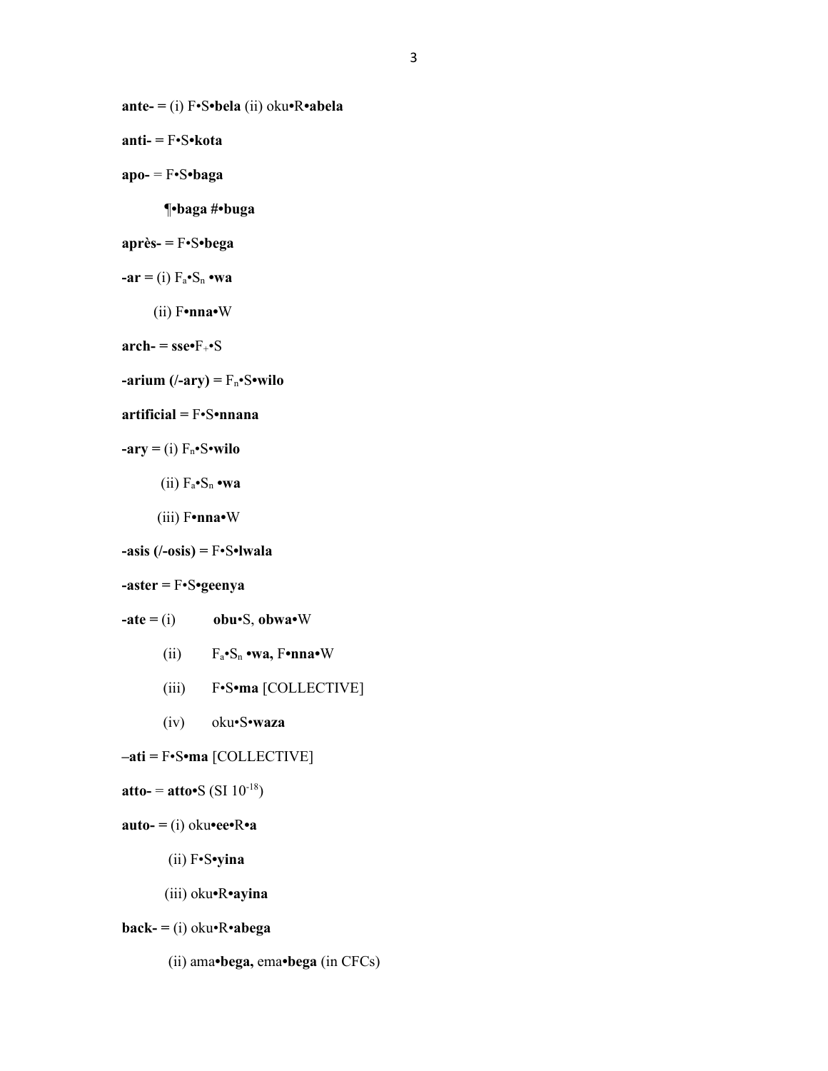**ante-** = (i) F•S•**bela** (ii) oku•R•**abela**

**anti-** = F•S•**kota**

**apo-** = F•S•**baga**

¶•**baga** #•**buga**

**après-** = F•S•**bega**

**-ar** = (i) $F_a$•$S_n$ •**wa**

(ii) F•**nna**•W

**arch-** = **sse**•$F_+$•S

**-arium (/-ary)** = $F_n$•S•**wilo**

**artificial** = F•S•**nnana**

**-ary** = (i) $F_n$•S•**wilo**

(ii) $F_a$•$S_n$ •**wa**

(iii) F•**nna**•W

**-asis (/-osis)** = F•S•**lwala**

**-aster** = F•S•**geenya**

**-ate** = (i) **obu**•S, **obwa**•W

(ii) $F_a$•$S_n$ •**wa,** F•**nna**•W

(iii) F•S•**ma** [COLLECTIVE]

(iv) oku•S•**waza**

**–ati** = F•S•**ma** [COLLECTIVE]

**atto-** = **atto**•S (SI $10^{-18}$)

**auto-** = (i) oku•**ee**•R•**a**

(ii) F•S•**yina**

(iii) oku•R•**ayina**

**back-** = (i) oku•R•**abega**

(ii) ama•**bega,** ema•**bega** (in CFCs)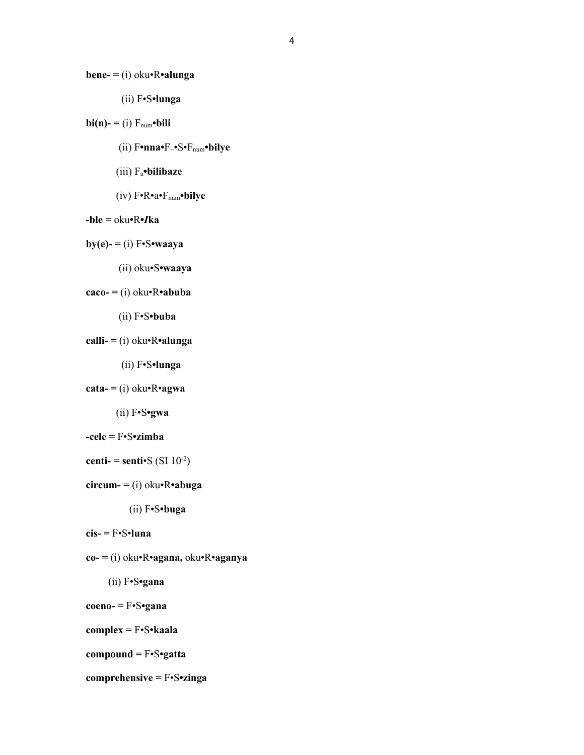**bene-** = (i) oku•R•**alunga**

(ii) F•S•**lunga**

**bi(n)-** = (i) $F_{num}$•**bili**

(ii) F•**nna**•$F_{+}$•S•$F_{num}$•**bilye**

(iii) $F_{a}$•**bilibaze**

(iv) F•R•a•$F_{num}$•**bilye**

**-ble** = oku•R•***I*ka**

**by(e)-** = (i) F•S•**waaya**

(ii) oku•S•**waaya**

**caco-** = (i) oku•R•**abuba**

(ii) F•S•**buba**

**calli-** = (i) oku•R•**alunga**

(ii) F•S•**lunga**

**cata-** = (i) oku•R•**agwa**

(ii) F•S•**gwa**

**-cele** = F•S•**zimba**

**centi-** = **senti**•S (SI $10^{-2}$)

**circum-** = (i) oku•R•**abuga**

(ii) F•S•**buga**

**cis-** = F•S•**luna**

**co-** = (i) oku•R•**agana,** oku•R•**aganya**

(ii) F•S•**gana**

**coeno-** = F•S•**gana**

**complex** = F•S•**kaala**

**compound** = F•S•**gatta**

**comprehensive** = F•S•**zinga**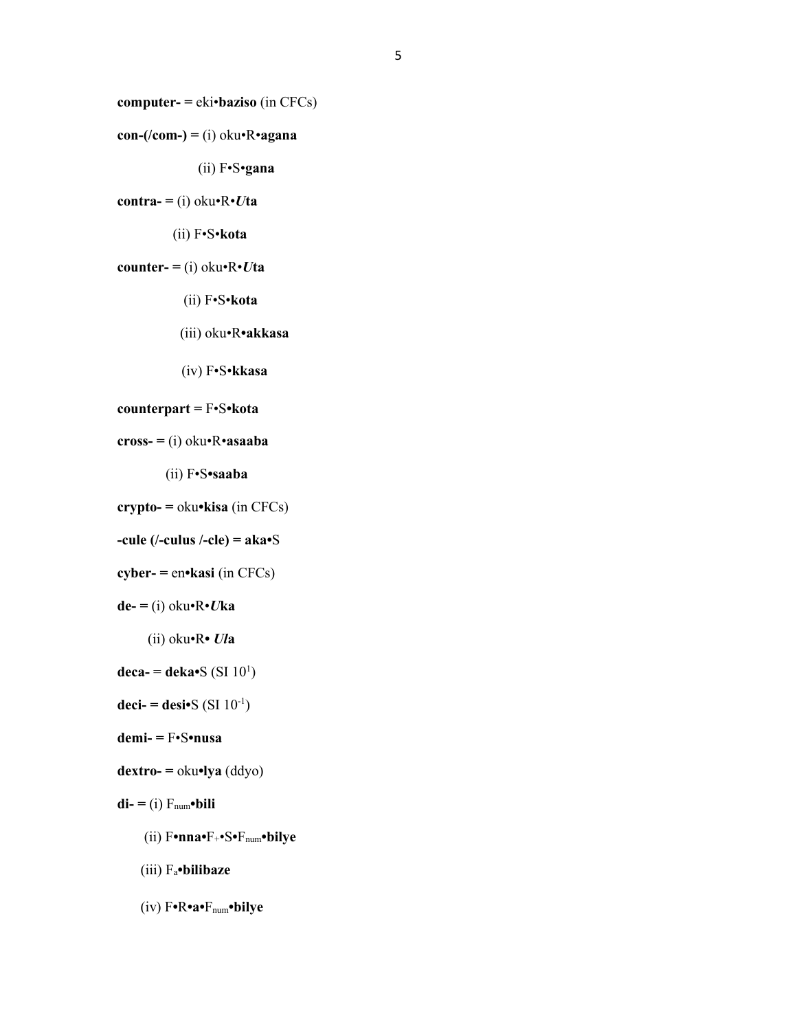**computer- =** eki•**baziso** (in CFCs)

**con-(/com-) =** (i) oku•R•**agana**

(ii) F•S•**gana**

**contra- =** (i) oku•R•***U*****ta**

(ii) F•S•**kota**

**counter- =** (i) oku•R•***U*****ta**

(ii) F•S•**kota**

(iii) oku•R**•akkasa**

(iv) F•S•**kkasa**

**counterpart =** F•S**•kota**

**cross- =** (i) oku•R**•asaaba**

(ii) F•S**•saaba**

**crypto- =** oku**•kisa** (in CFCs)

**-cule (/-culus /-cle) = aka•**S

**cyber- =** en**•kasi** (in CFCs)

**de- =** (i) oku•R•***U*****ka**

(ii) oku•R• ***Ul*****a**

**deca-** = **deka•**S (SI $10^{1}$)

**deci- = desi•**S (SI $10^{-1}$)

**demi- =** F•S**•nusa**

**dextro- =** oku**•lya** (ddyo)

**di- =** (i) $F_{num}$**•bili**

(ii) F**•nna•**$F_{+}$•S•$F_{num}$**•bilye**

(iii) $F_{a}$**•bilibaze**

(iv) F•R**•a•**$F_{num}$**•bilye**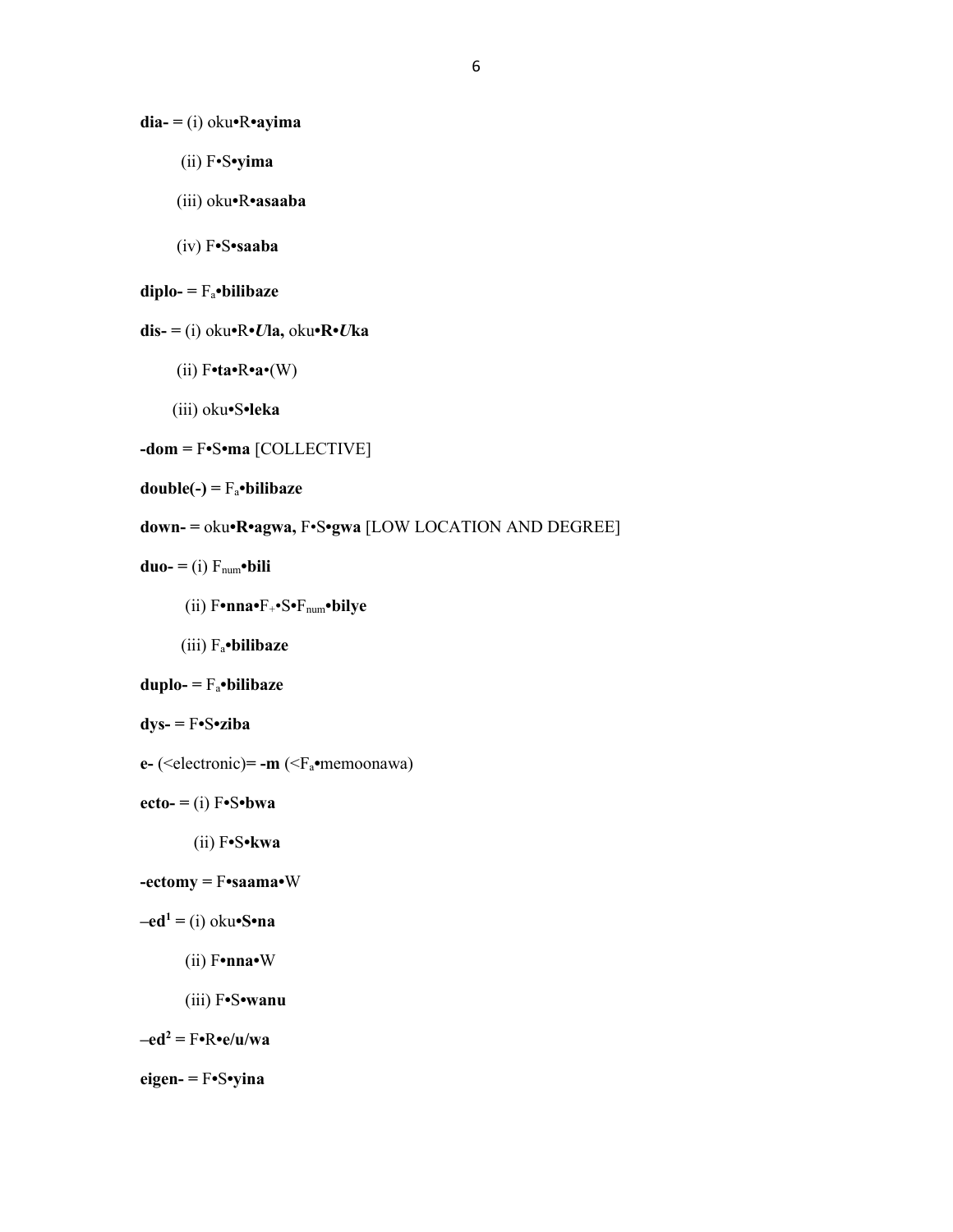**dia-** = (i) oku•R•**ayima**

(ii) F•S•**yima**

(iii) oku•R•**asaaba**

(iv) F•S•**saaba**

**diplo-** = $F_a$•**bilibaze**

**dis-** = (i) oku•R•***U*la,** oku•**R•*U*ka**

(ii) F•**ta**•R•**a**•(W)

(iii) oku•S•**leka**

**-dom** = F•S•**ma** [COLLECTIVE]

**double(-)** = $F_a$•**bilibaze**

**down-** = oku•**R•agwa,** F•S•**gwa** [LOW LOCATION AND DEGREE]

**duo-** = (i) $F_{num}$•**bili**

(ii) F•**nna**•$F_+$•S•$F_{num}$•**bilye**

(iii) $F_a$•**bilibaze**

**duplo-** = $F_a$•**bilibaze**

**dys-** = F•S•**ziba**

**e-** (<electronic)= **-m** (<$F_a$•memoonawa)

**ecto-** = (i) F•S•**bwa**

(ii) F•S•**kwa**

**-ectomy** = F•**saama**•W

**–ed**[1] = (i) oku•**S•na**

(ii) F•**nna**•W

(iii) F•S•**wanu**

**–ed**[2] = F•R•**e/u/wa**

**eigen-** = F•S•**yina**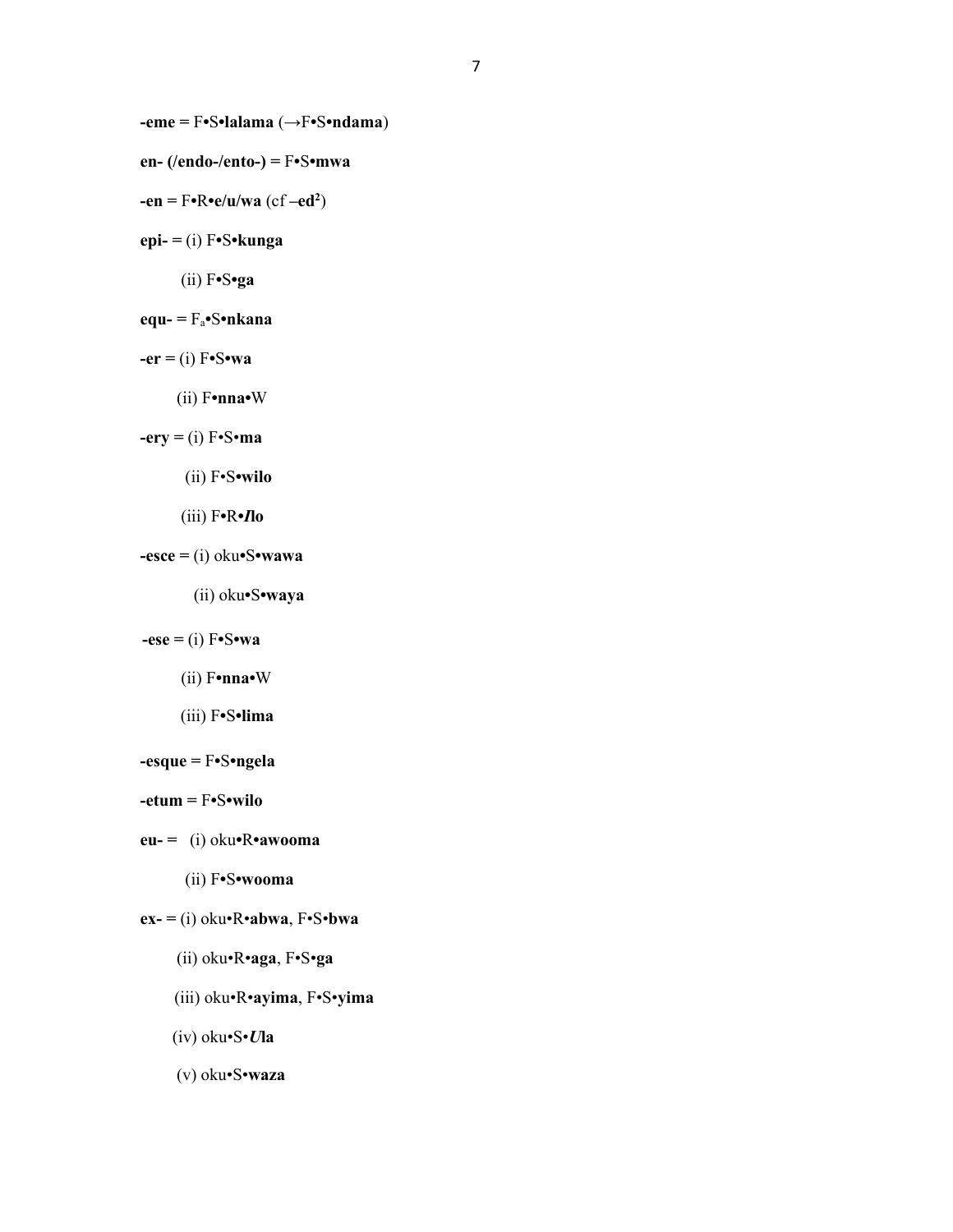**-eme =** F•S•**lalama** (→F•S•**ndama**)

**en- (/endo-/ento-) =** F•S•**mwa**

**-en =** F•R•**e/u/wa** (cf **–ed**[2])

**epi- =** (i) F•S•**kunga**

(ii) F•S•**ga**

**equ- =** $F_a$•S•**nkana**

**-er =** (i) F•S•**wa**

(ii) F•**nna**•W

**-ery =** (i) F•S•**ma**

(ii) F•S•**wilo**

(iii) F•R•***I*lo**

**-esce =** (i) oku•S•**wawa**

(ii) oku•S•**waya**

**-ese =** (i) F•S•**wa**

(ii) F•**nna**•W

(iii) F•S•**lima**

**-esque =** F•S•**ngela**

**-etum =** F•S•**wilo**

**eu- =** (i) oku•R•**awooma**

(ii) F•S•**wooma**

**ex- =** (i) oku•R•**abwa**, F•S•**bwa**

(ii) oku•R•**aga**, F•S•**ga**

(iii) oku•R•**ayima**, F•S•**yima**

(iv) oku•S•***U*la**

(v) oku•S•**waza**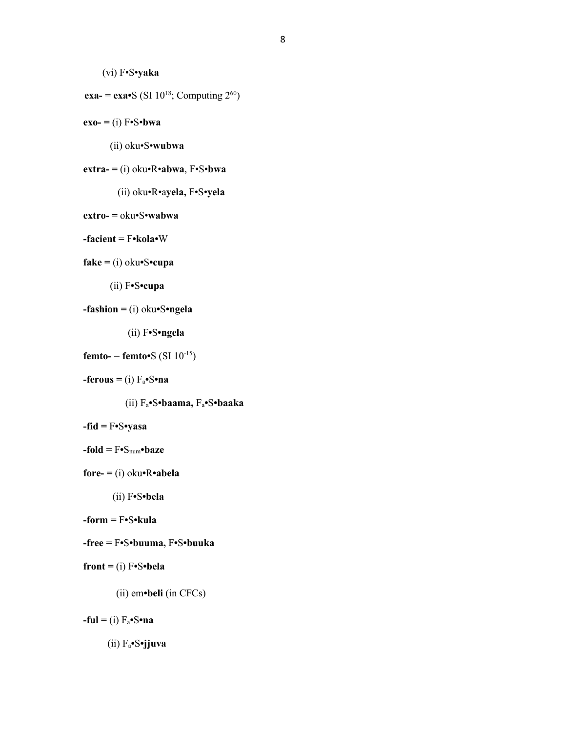(vi) F•S•**yaka**

**exa-** = **exa**•S (SI $10^{18}$; Computing $2^{60}$)

**exo- =** (i) F•S•**bwa**

(ii) oku•S•**wubwa**

**extra- =** (i) oku•R•**abwa**, F•S•**bwa**

(ii) oku•R•a**yela,** F•S•**yela**

**extro- =** oku•S•**wabwa**

**-facient =** F•**kola•**W

**fake =** (i) oku**•**S**•cupa**

(ii) F**•**S**•cupa**

**-fashion =** (i) oku•S**•ngela**

(ii) F**•**S**•ngela**

**femto-** = **femto•**S (SI $10^{-15}$)

**-ferous =** (i) $F_a$**•**S**•na**

(ii) $F_a$**•**S**•baama,** $F_a$**•**S**•baaka**

**-fid =** F**•**S**•yasa**

**-fold =** F**•**$S_{num}$**•baze**

**fore- =** (i) oku**•**R**•abela**

(ii) F**•**S**•bela**

**-form =** F**•**S**•kula**

**-free =** F•S**•buuma,** F•S**•buuka**

**front =** (i) F•S**•bela**

(ii) em**•beli** (in CFCs)

**-ful =** (i) $F_a$**•**S**•na**

(ii) $F_a$**•**S**•jjuva**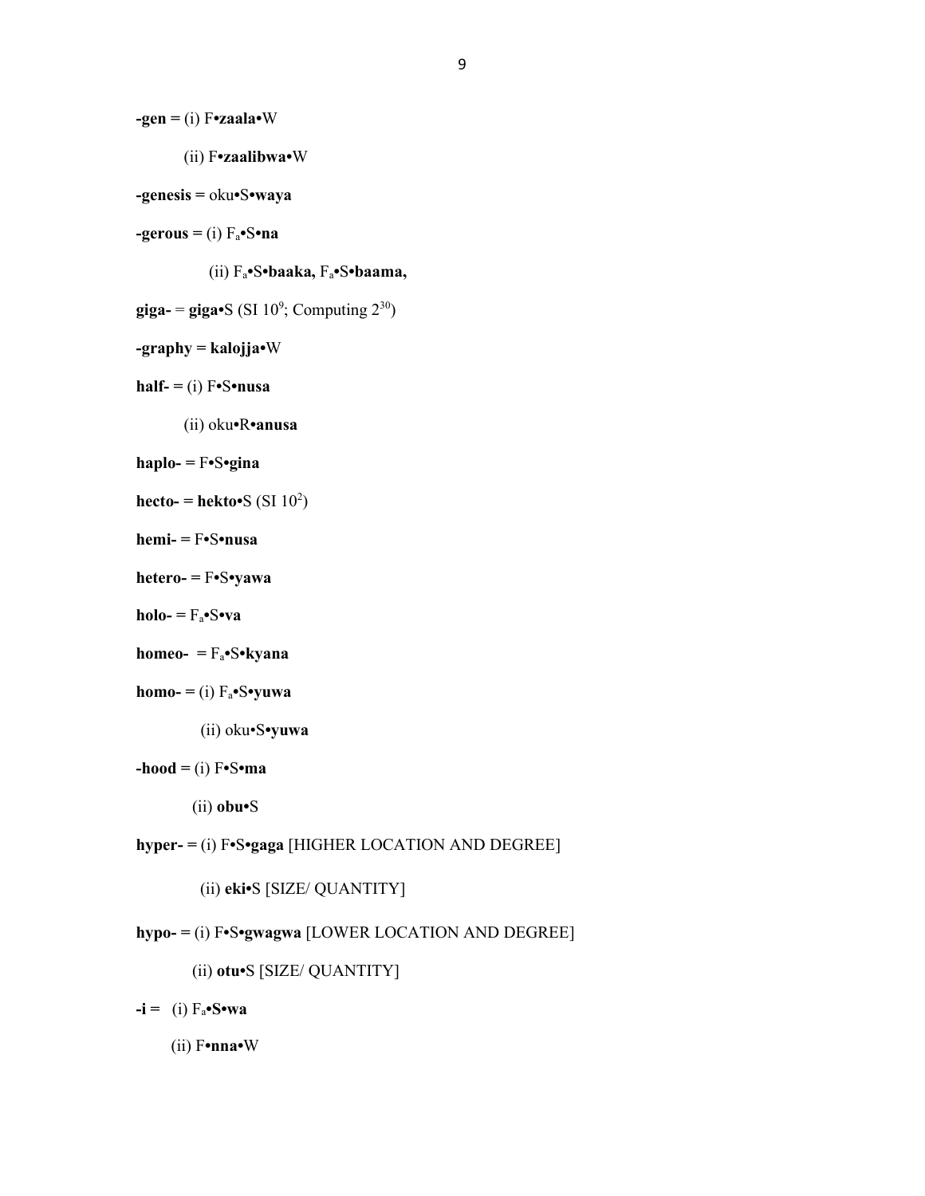**-gen =** (i) F•**zaala**•W

(ii) F•**zaalibwa**•W

**-genesis =** oku•S•**waya**

**-gerous =** (i) $F_a$•S•**na**

(ii) $F_a$•S•**baaka,** $F_a$•S•**baama,**

**giga-** = **giga**•S (SI $10^9$; Computing $2^{30}$)

**-graphy = kalojja**•W

**half- =** (i) F•S•**nusa**

(ii) oku•R•**anusa**

**haplo- =** F•S•**gina**

**hecto- = hekto**•S (SI $10^2$)

**hemi- =** F•S•**nusa**

**hetero- =** F•S•**yawa**

**holo- =** $F_a$•S•**va**

**homeo- =** $F_a$•S•**kyana**

**homo- =** (i) $F_a$•S•**yuwa**

(ii) oku•S•**yuwa**

**-hood =** (i) F•S•**ma**

(ii) **obu**•S

**hyper- =** (i) F•S•**gaga** [HIGHER LOCATION AND DEGREE]

(ii) **eki**•S [SIZE/ QUANTITY]

**hypo- =** (i) F•S•**gwagwa** [LOWER LOCATION AND DEGREE]

(ii) **otu**•S [SIZE/ QUANTITY]

**-i =** (i) $F_a$•**S**•**wa**

(ii) F•**nna**•W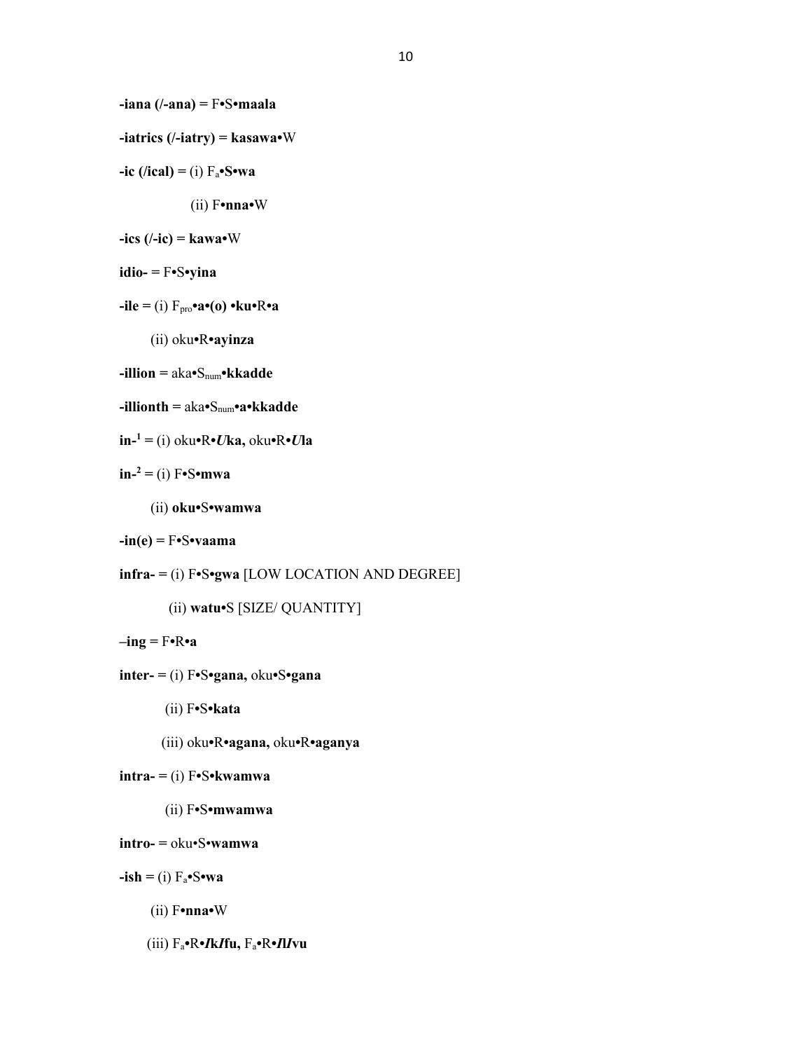**-iana (/-ana) =** F•S•**maala**

**-iatrics (/-iatry) = kasawa**•W

**-ic (/ical) =** (i) $F_a$•**S•wa**

(ii) F•**nna**•W

**-ics (/-ic) = kawa**•W

**idio- =** F•S•**yina**

**-ile =** (i) $F_{pro}$•**a•(o) •ku**•R•**a**

(ii) oku•R•**ayinza**

**-illion =** aka•$S_{num}$•**kkadde**

**-illionth =** aka•$S_{num}$•**a•kkadde**

**in-**[1] **=** (i) oku•R•***U*ka,** oku•R•***U*la**

**in-**[2] **=** (i) F•S•**mwa**

(ii) **oku**•S•**wamwa**

**-in(e) =** F•S•**vaama**

**infra- =** (i) F•S•**gwa** [LOW LOCATION AND DEGREE]

(ii) **watu**•S [SIZE/ QUANTITY]

**–ing =** F•R•**a**

**inter- =** (i) F•S•**gana,** oku•S•**gana**

(ii) F•S•**kata**

(iii) oku•R•**agana,** oku•R•**aganya**

**intra- =** (i) F•S•**kwamwa**

(ii) F•S•**mwamwa**

**intro- =** oku•S•**wamwa**

**-ish =** (i) $F_a$•S•**wa**

(ii) F•**nna**•W

(iii) $F_a$•R•***I*k*I*fu,** $F_a$•R•***I*l*I*vu**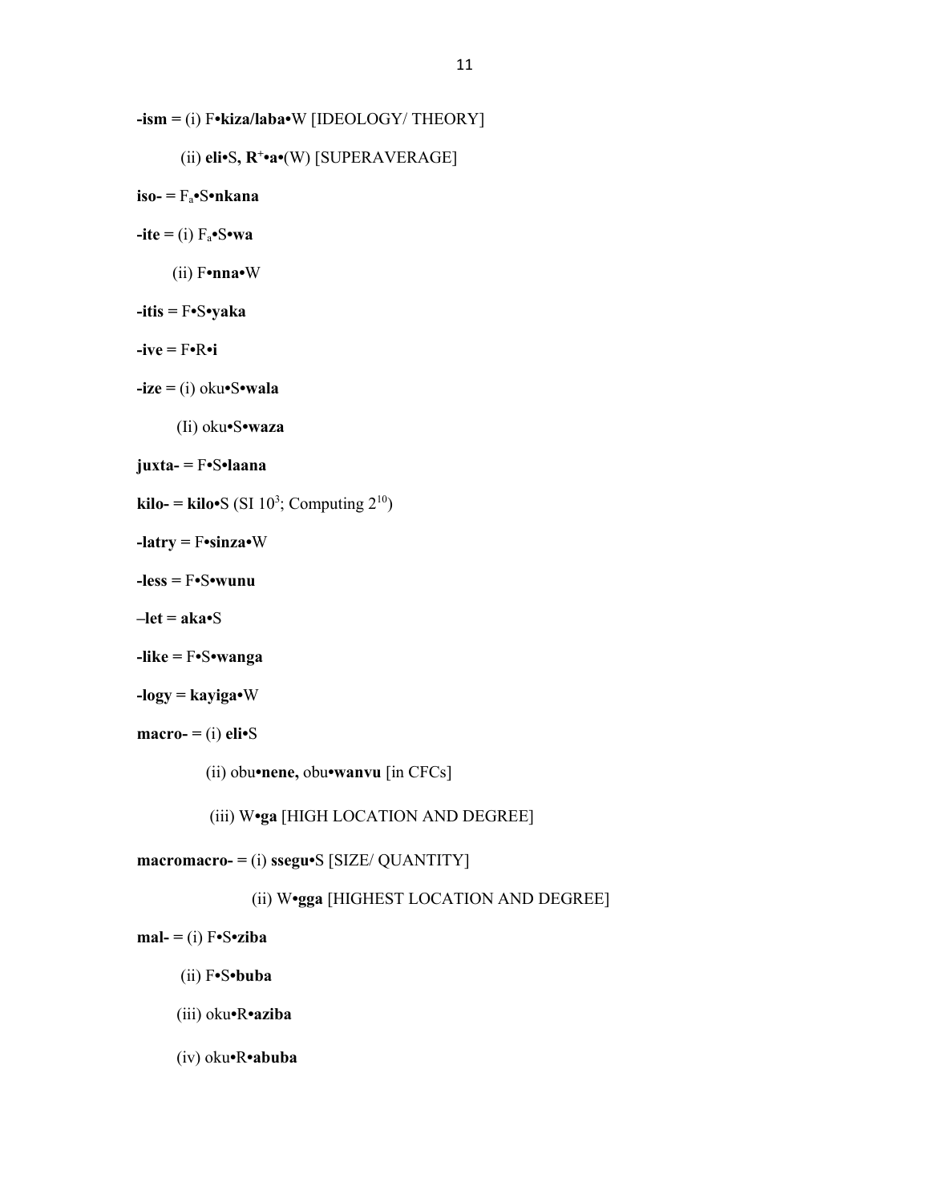**-ism =** (i) F•**kiza/laba**•W [IDEOLOGY/ THEORY]

(ii) **eli**•S, **R**$^{+}$•**a**•(W) [SUPERAVERAGE]

**iso- =** $F_a$•S•**nkana**

**-ite =** (i) $F_a$•S•**wa**

(ii) F•**nna**•W

**-itis =** F•S•**yaka**

**-ive =** F•R•**i**

**-ize =** (i) oku•S•**wala**

(Ii) oku•S•**waza**

**juxta- =** F•S•**laana**

**kilo- = kilo**•S (SI $10^3$; Computing $2^{10}$)

**-latry =** F•**sinza**•W

**-less =** F•S•**wunu**

**–let = aka**•S

**-like =** F•S•**wanga**

**-logy = kayiga**•W

**macro- =** (i) **eli**•S

(ii) obu•**nene,** obu•**wanvu** [in CFCs]

(iii) W•**ga** [HIGH LOCATION AND DEGREE]

**macromacro- =** (i) **ssegu**•S [SIZE/ QUANTITY]

(ii) W•**gga** [HIGHEST LOCATION AND DEGREE]

**mal- =** (i) F•S•**ziba**

(ii) F•S•**buba**

(iii) oku•R•**aziba**

(iv) oku•R•**abuba**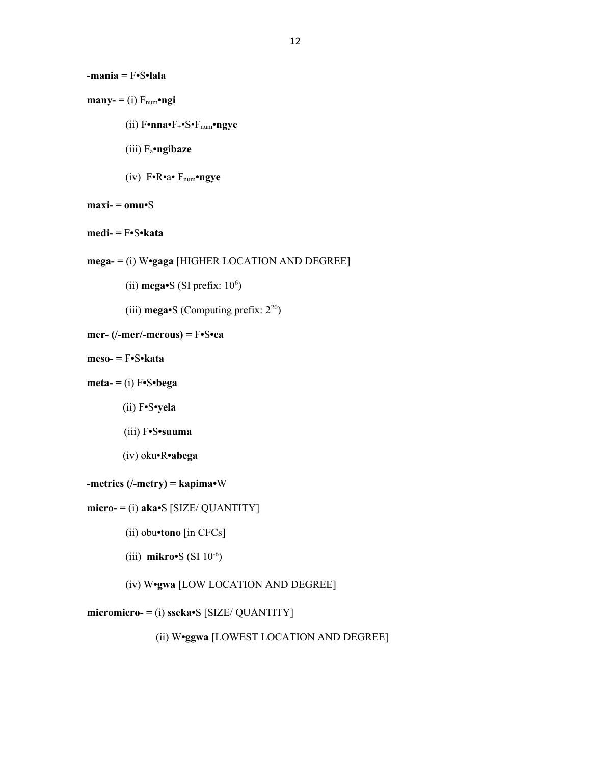**-mania =** F•S•**lala**

**many- =** (i) $F_{num}$•**ngi**

(ii) F•**nna**•$F_{+}$•S•$F_{num}$•**ngye**

(iii) $F_{a}$•**ngibaze**

(iv) F•R•a• $F_{num}$•**ngye**

**maxi- = omu**•S

**medi- =** F•S•**kata**

**mega- =** (i) W•**gaga** [HIGHER LOCATION AND DEGREE]

(ii) **mega**•S (SI prefix: $10^6$)

(iii) **mega**•S (Computing prefix: $2^{20}$)

**mer- (/-mer/-merous) =** F•S•**ca**

**meso- =** F•S•**kata**

**meta- =** (i) F•S•**bega**

(ii) F•S•**yela**

(iii) F•S•**suuma**

(iv) oku•R•**abega**

**-metrics (/-metry) = kapima**•W

**micro- =** (i) **aka**•S [SIZE/ QUANTITY]

(ii) obu•**tono** [in CFCs]

(iii) **mikro**•S (SI $10^{-6}$)

(iv) W•**gwa** [LOW LOCATION AND DEGREE]

**micromicro- =** (i) **sseka**•S [SIZE/ QUANTITY]

(ii) W•**ggwa** [LOWEST LOCATION AND DEGREE]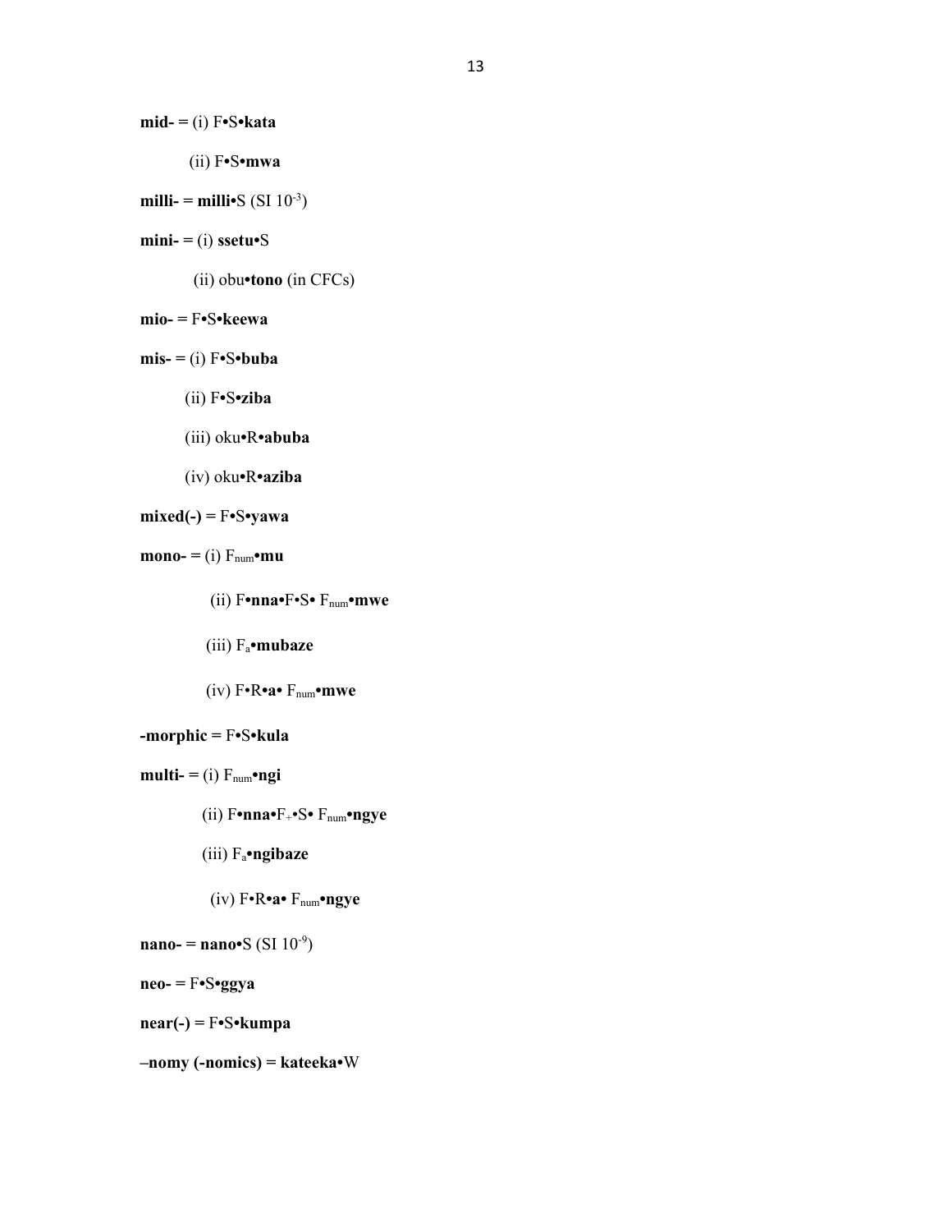**mid- =** (i) F•S•**kata**

(ii) F•S•**mwa**

**milli- = milli**•S (SI $10^{-3}$)

**mini- =** (i) **ssetu**•S

(ii) obu•**tono** (in CFCs)

**mio- =** F•S•**keewa**

**mis- =** (i) F•S•**buba**

(ii) F•S•**ziba**

(iii) oku•R•**abuba**

(iv) oku•R•**aziba**

**mixed(-) =** F•S•**yawa**

**mono- =** (i) $F_{num}$•**mu**

(ii) F•**nna**•F•S• $F_{num}$•**mwe**

(iii) $F_a$•**mubaze**

(iv) F•R•**a**• $F_{num}$•**mwe**

**-morphic =** F•S•**kula**

**multi- =** (i) $F_{num}$•**ngi**

(ii) F•**nna**•$F_+$•S• $F_{num}$•**ngye**

(iii) $F_a$•**ngibaze**

(iv) F•R•**a**• $F_{num}$•**ngye**

**nano- = nano**•S (SI $10^{-9}$)

**neo- =** F•S•**ggya**

**near(-) =** F•S•**kumpa**

**–nomy (-nomics) = kateeka**•W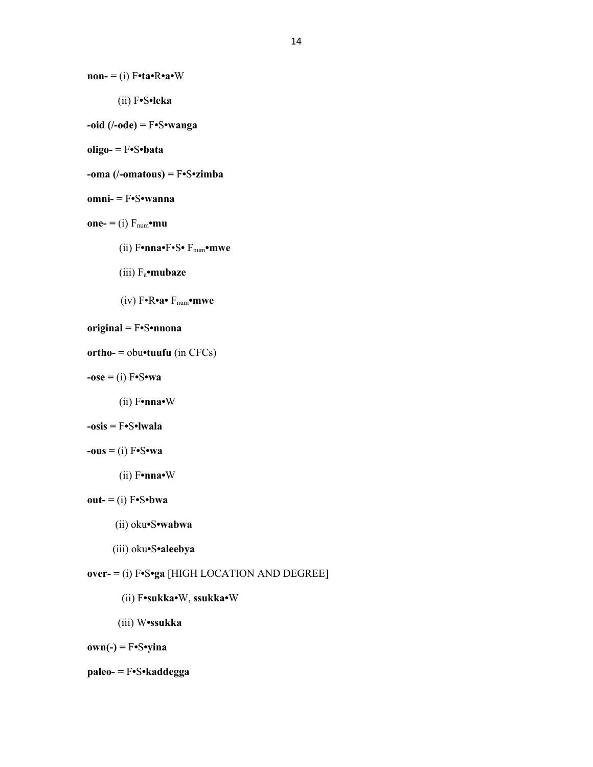**non- =** (i) F•**ta**•R•**a**•W

(ii) **F•**S•**leka**

**-oid (/-ode) =** F•S•**wanga**

**oligo- =** F•S•**bata**

**-oma (/-omatous) =** F•S•**zimba**

**omni- =** F•S•**wanna**

**one- =** (i) $F_{num}$•**mu**

(ii) F•**nna**•F•S• $F_{num}$•**mwe**

(iii) $F_a$•**mubaze**

(iv) F•R•**a**• $F_{num}$•**mwe**

**original =** F•S•**nnona**

**ortho- =** obu•**tuufu** (in CFCs)

**-ose =** (i) F•S•**wa**

(ii) F•**nna**•W

**-osis =** F•S•**lwala**

**-ous =** (i) **F•**S•**wa**

(ii) F•**nna**•W

**out- =** (i) F•S•**bwa**

(ii) oku•S•**wabwa**

(iii) oku•S•**aleebya**

**over- =** (i) **F•**S•**ga** [HIGH LOCATION AND DEGREE]

(ii) F•**sukka**•W, **ssukka**•W

(iii) W•**ssukka**

**own(-) =** F•S•**yina**

**paleo- =** F•S•**kaddegga**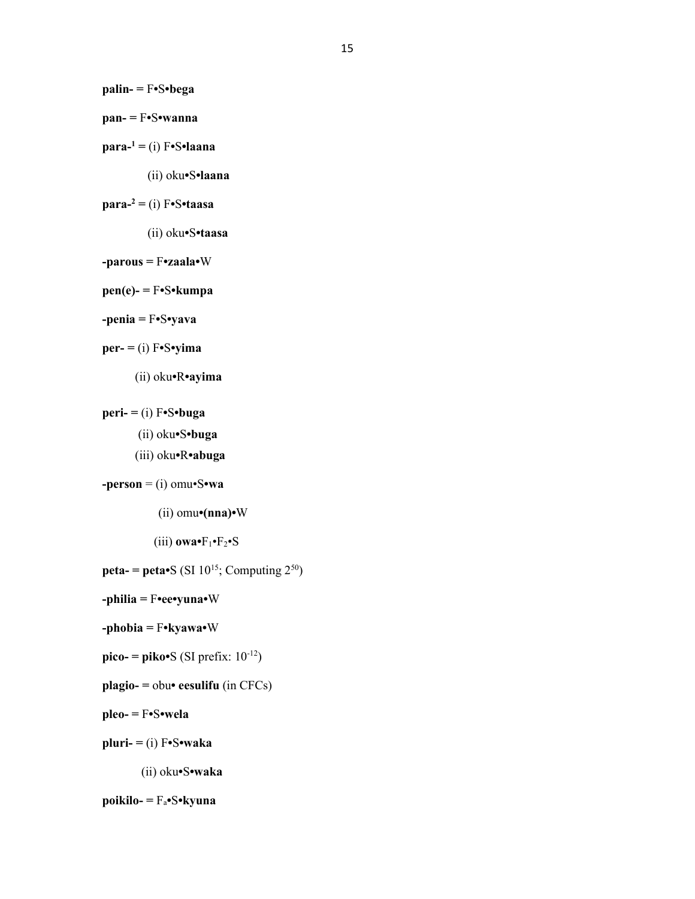**palin- =** F•S•**bega**

**pan- =** F•S•**wanna**

**para-**[1] **=** (i) F•S•**laana**

(ii) oku•S•**laana**

**para-**[2] **=** (i) F•S•**taasa**

(ii) oku•S•**taasa**

**-parous =** F•**zaala**•W

**pen(e)- =** F•S•**kumpa**

**-penia =** F•S•**yava**

**per- =** (i) F•S•**yima**

(ii) oku•R•**ayima**

**peri- =** (i) F•S•**buga**

(ii) oku•S•**buga**

(iii) oku•R•**abuga**

**-person** = (i) omu•S•**wa**

(ii) omu•**(nna)**•W

(iii) **owa**•$F_1$•$F_2$•S

**peta- = peta**•S (SI $10^{15}$; Computing $2^{50}$)

**-philia =** F•**ee**•**yuna**•W

**-phobia =** F•**kyawa**•W

**pico- = piko**•S (SI prefix: $10^{-12}$)

**plagio- =** obu• **eesulifu** (in CFCs)

**pleo- =** F•S•**wela**

**pluri- =** (i) F•S•**waka**

(ii) oku•S•**waka**

**poikilo- =** $F_a$•S•**kyuna**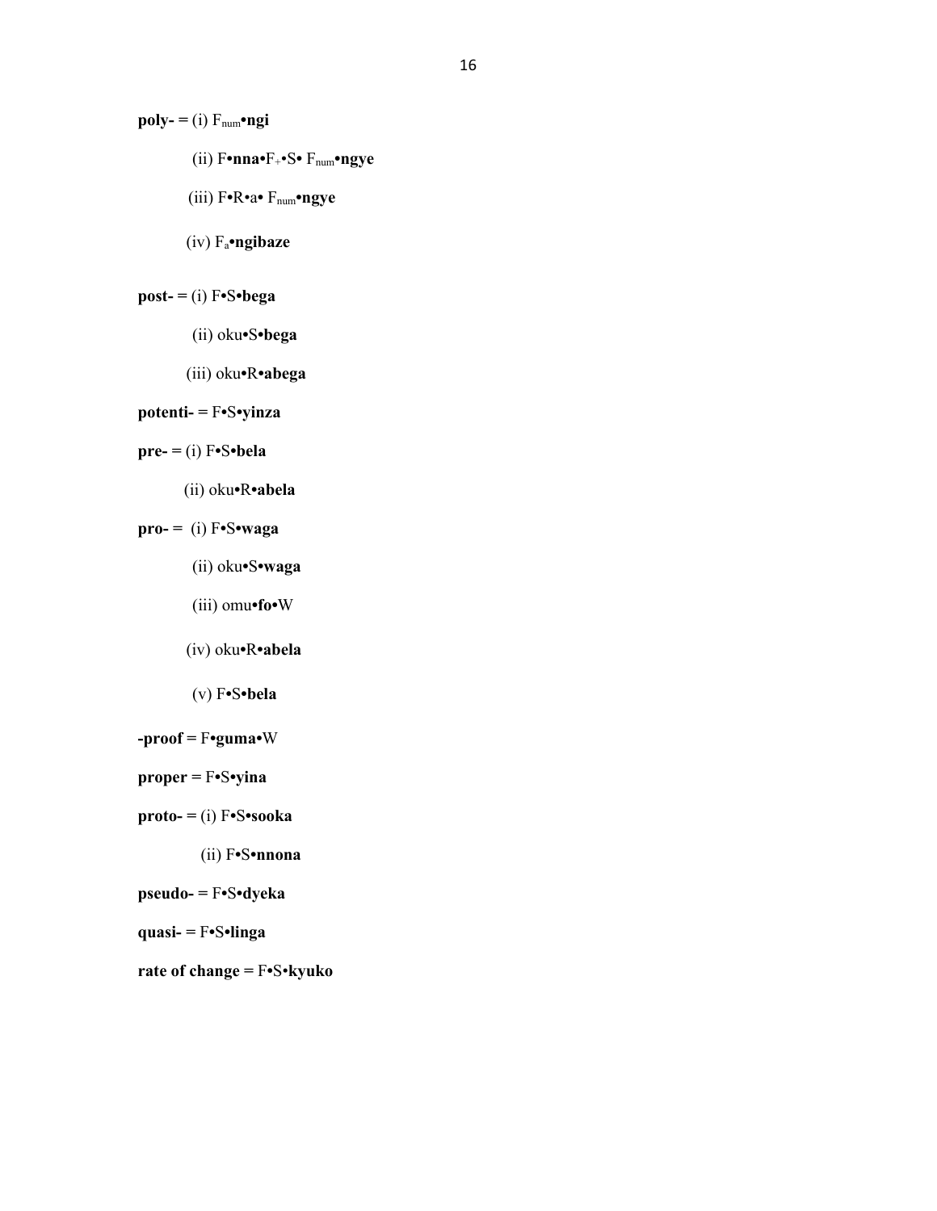**poly-** = (i) $F_{num}$•**ngi**

(ii) F•**nna**•$F_{+}$•S• $F_{num}$•**ngye**

(iii) F•R•a• $F_{num}$•**ngye**

(iv) $F_{a}$•**ngibaze**

**post-** = (i) F•S•**bega**

(ii) oku•S•**bega**

(iii) oku•R•**abega**

**potenti-** = F•S•**yinza**

**pre-** = (i) F•S•**bela**

(ii) oku•R•**abela**

**pro-** = (i) F•S•**waga**

(ii) oku•S•**waga**

(iii) omu•**fo**•W

(iv) oku•R•**abela**

(v) F•S•**bela**

**-proof** = F•**guma**•W

**proper** = F•S•**yina**

**proto-** = (i) F•S•**sooka**

(ii) F•S•**nnona**

**pseudo-** = F•S•**dyeka**

**quasi-** = F•S•**linga**

**rate of change** = F•S•**kyuko**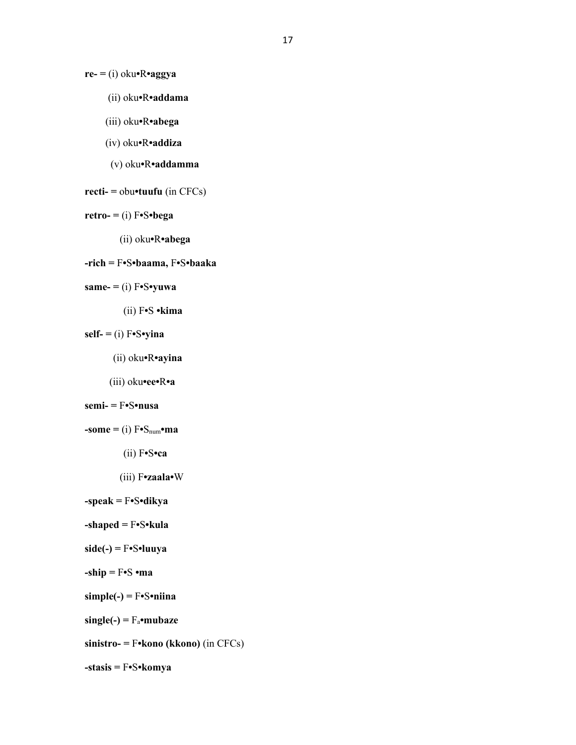**re-** = (i) oku•R•**aggya**

(ii) oku•R•**addama**

(iii) oku•R•**abega**

(iv) oku•R•**addiza**

(v) oku•R•**addamma**

**recti-** = obu•**tuufu** (in CFCs)

**retro-** = (i) F•S•**bega**

(ii) oku•R•**abega**

**-rich** = F•S•**baama,** F•S•**baaka**

**same-** = (i) F•S•**yuwa**

(ii) F•S •**kima**

**self-** = (i) F•S•**yina**

(ii) oku•R•**ayina**

(iii) oku•**ee**•R•**a**

**semi-** = F•S•**nusa**

**-some** = (i) F•$S_{num}$•**ma**

(ii) F•S•**ca**

(iii) F•**zaala**•W

**-speak** = F•S•**dikya**

**-shaped** = F•S•**kula**

**side(-)** = F•S•**luuya**

**-ship** = F•S •**ma**

**simple(-)** = F•S•**niina**

**single(-)** = $F_a$•**mubaze**

**sinistro-** = F•**kono (kkono)** (in CFCs)

**-stasis** = F•S•**komya**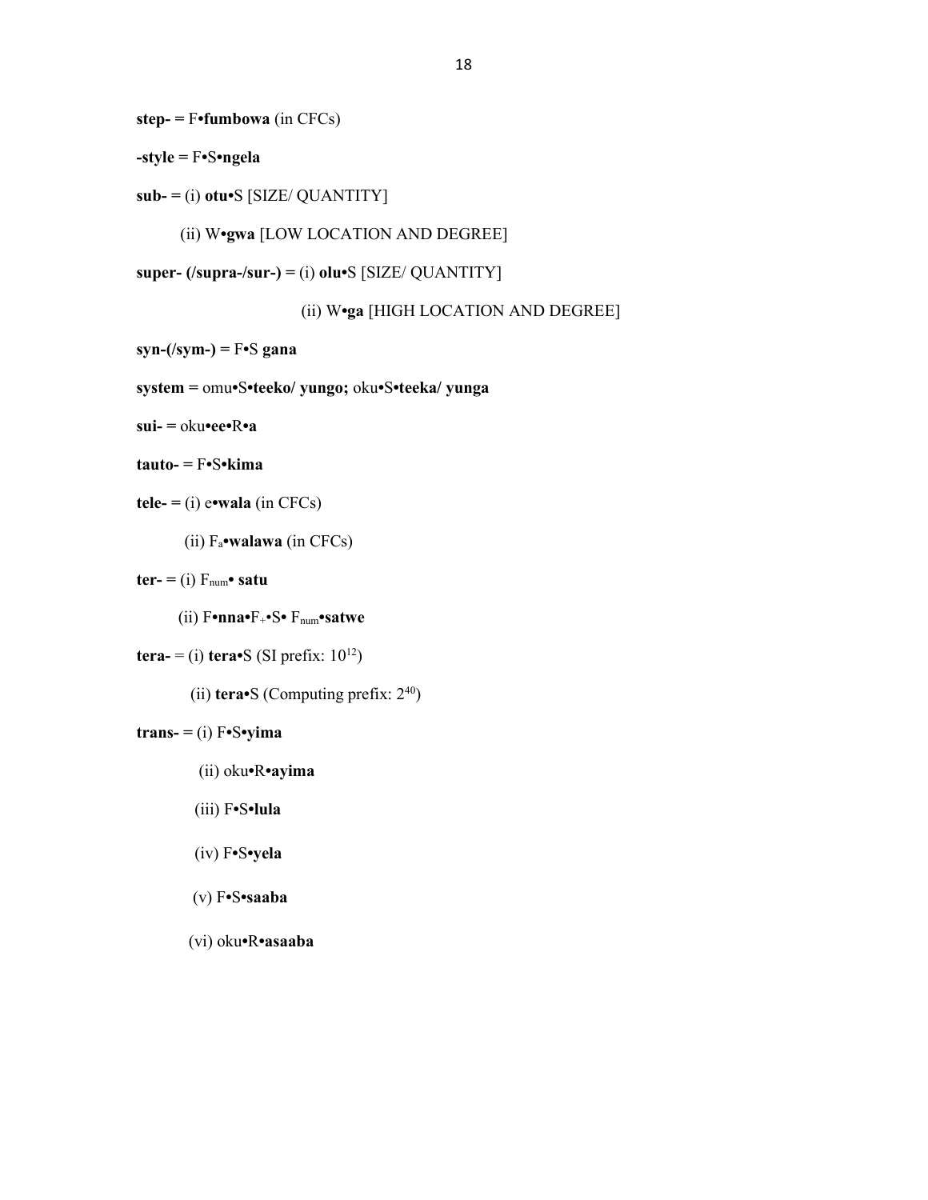**step-** = F•**fumbowa** (in CFCs)

**-style** = F•S•**ngela**

**sub-** = (i) **otu**•S [SIZE/ QUANTITY]

(ii) W•**gwa** [LOW LOCATION AND DEGREE]

**super- (/supra-/sur-)** = (i) **olu**•S [SIZE/ QUANTITY]

(ii) W•**ga** [HIGH LOCATION AND DEGREE]

**syn-(/sym-)** = F•S **gana**

**system** = omu•S•**teeko/ yungo;** oku•S•**teeka/ yunga**

**sui-** = oku•**ee**•R•**a**

**tauto-** = F•S•**kima**

**tele-** = (i) e•**wala** (in CFCs)

(ii) $F_a$•**walawa** (in CFCs)

**ter-** = (i) $F_{num}$• **satu**

(ii) F•**nna**•$F_+$•S• $F_{num}$•**satwe**

**tera-** = (i) **tera**•S (SI prefix: $10^{12}$)

(ii) **tera**•S (Computing prefix: $2^{40}$)

**trans-** = (i) F•S•**yima**

(ii) oku•R•**ayima**

(iii) F•S•**lula**

(iv) F•S•**yela**

(v) F•S•**saaba**

(vi) oku•R•**asaaba**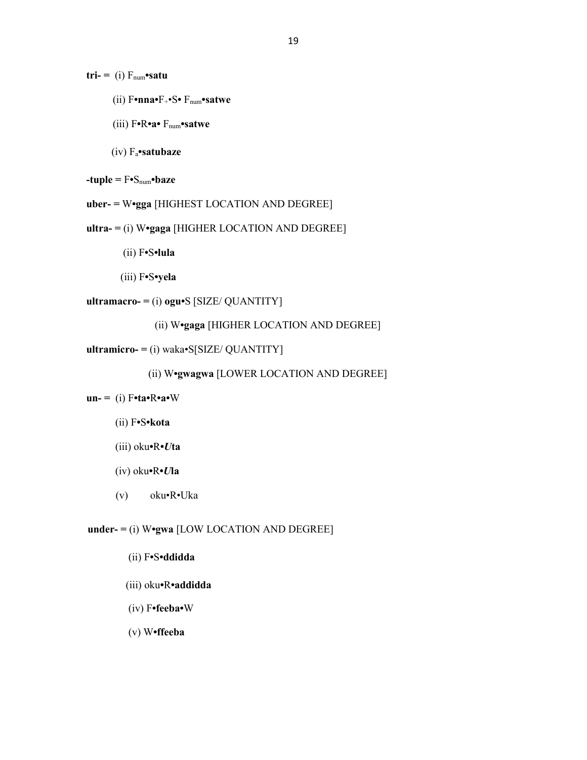**tri-** = (i) $F_{num}$•**satu**

(ii) F•**nna**•$F_{+}$•S• $F_{num}$•**satwe**

(iii) F•R•**a**• $F_{num}$•**satwe**

(iv) $F_{a}$•**satubaze**

**-tuple** = F•$S_{num}$•**baze**

**uber-** = W•**gga** [HIGHEST LOCATION AND DEGREE]

**ultra-** = (i) W•**gaga** [HIGHER LOCATION AND DEGREE]

(ii) F•S•**lula**

(iii) F•S•**yela**

**ultramacro-** = (i) **ogu**•S [SIZE/ QUANTITY]

(ii) W•**gaga** [HIGHER LOCATION AND DEGREE]

**ultramicro-** = (i) waka•S[SIZE/ QUANTITY]

(ii) W•**gwagwa** [LOWER LOCATION AND DEGREE]

**un-** = (i) F•**ta**•R•**a**•W

(ii) F•S•**kota**

(iii) oku•R•***U*****ta**

(iv) oku•R•***U*****la**

(v) oku•R•Uka

**under-** = (i) W•**gwa** [LOW LOCATION AND DEGREE]

(ii) F•S•**ddidda**

(iii) oku•R•**addidda**

(iv) F•**feeba**•W

(v) W•**ffeeba**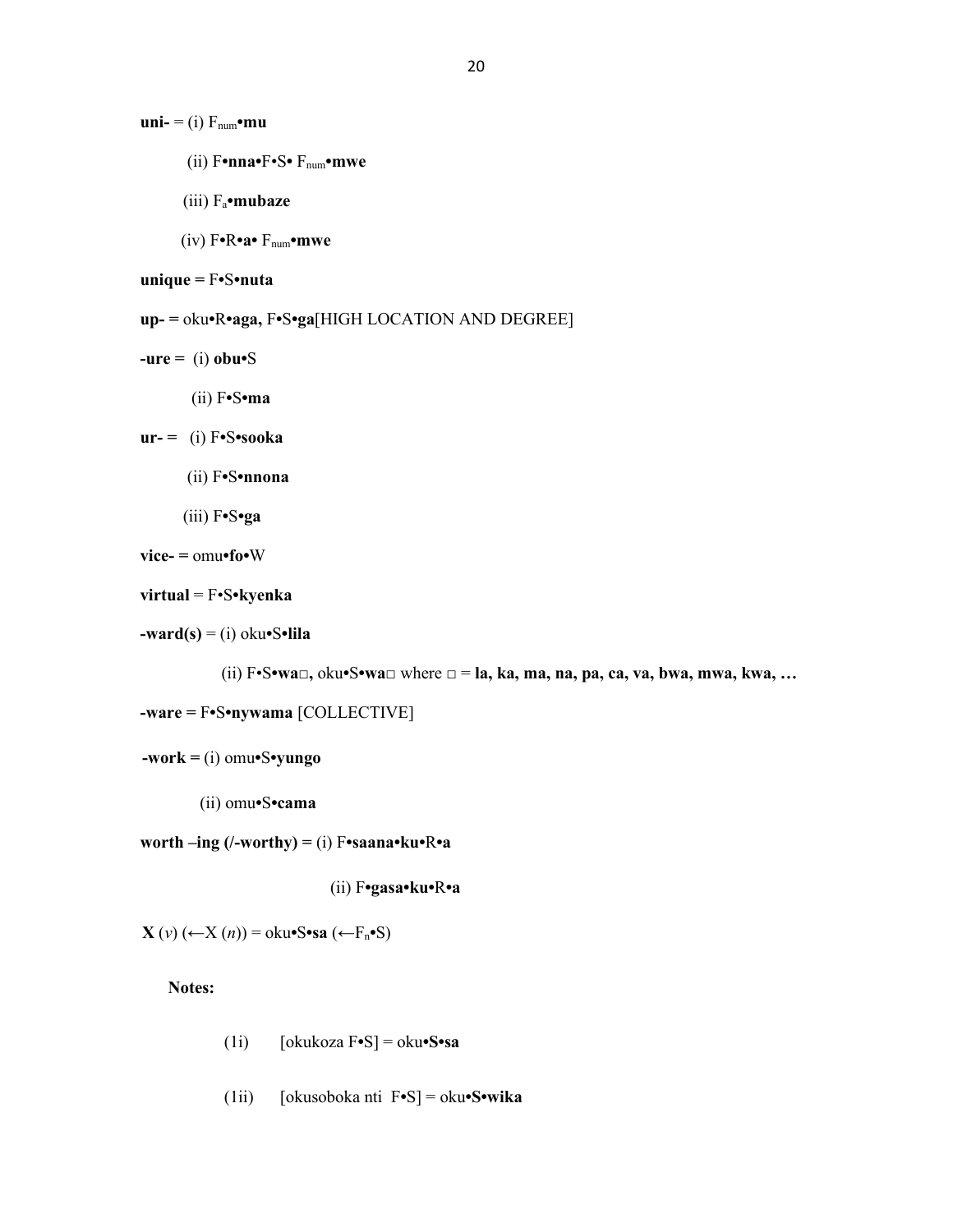**uni-** = (i) $F_{num}$•**mu**

(ii) F•**nna**•F•S• $F_{num}$•**mwe**

(iii) $F_a$•**mubaze**

(iv) F•R•**a**• $F_{num}$•**mwe**

**unique =** F•S•**nuta**

**up- =** oku•R•**aga,** F•S•**ga**[HIGH LOCATION AND DEGREE]

**-ure =** (i) **obu**•S

(ii) F•S•**ma**

**ur- =** (i) F•S•**sooka**

(ii) F•S•**nnona**

(iii) F•S•**ga**

**vice- =** omu•**fo**•W

**virtual** = F•S•**kyenka**

**-ward(s)** = (i) oku•S•**lila**

(ii) F•S•**wa**□**,** oku•S•**wa**□ where □ = **la, ka, ma, na, pa, ca, va, bwa, mwa, kwa, …**

**-ware =** F•S•**nywama** [COLLECTIVE]

**-work =** (i) omu•S•**yungo**

(ii) omu•S•**cama**

**worth –ing (/-worthy) =** (i) F•**saana**•**ku**•R•**a**

(ii) F•**gasa**•**ku**•R•**a**

**X** (*v*) (←X (*n*)) = oku•S•**sa** (←$F_n$•S)

**Notes:**

(1i) [okukoza F•S] = oku•**S**•**sa**

(1ii) [okusoboka nti F•S] = oku•**S**•**wika**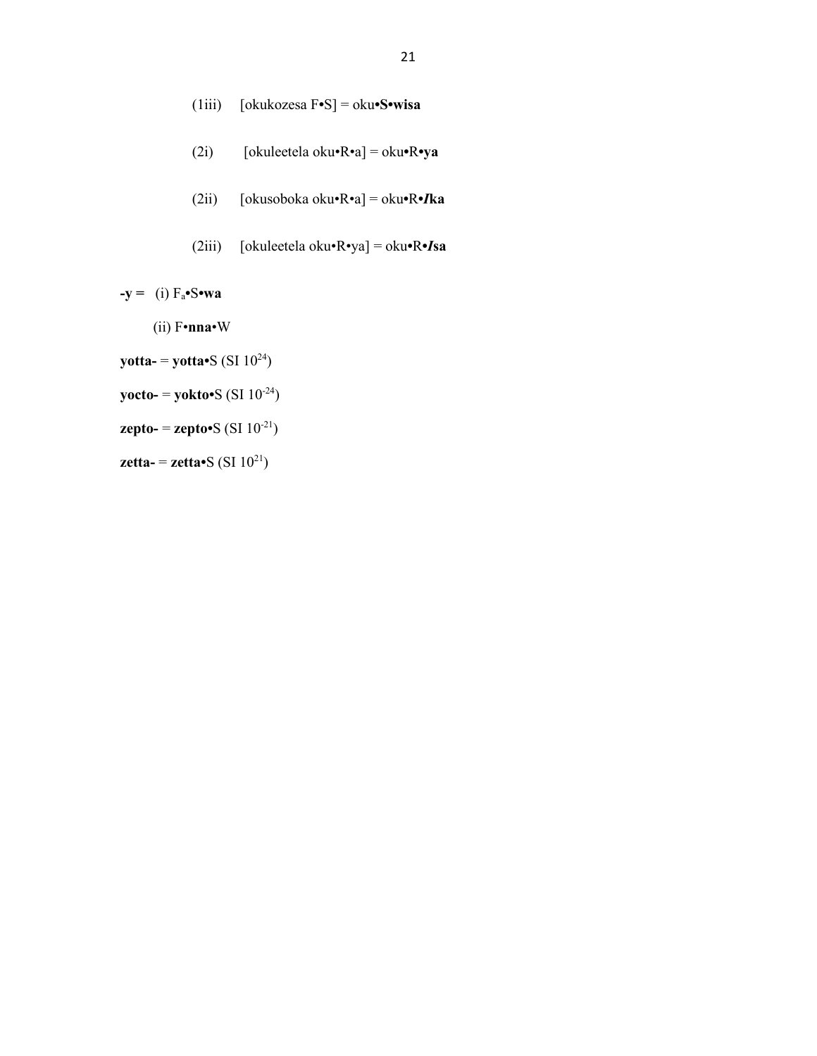(1iii) [okukozesa F**•**S] = oku**•S•wisa**

(2i) [okuleetela oku•R•a] = oku**•**R**•ya**

(2ii) [okusoboka oku•R•a] = oku**•**R**•*I*ka**

(2iii) [okuleetela oku•R•ya] = oku**•**R**•*I*sa**

**-y =** (i) $F_a$**•**S**•wa**

(ii) F**•nna**•W

**yotta-** = **yotta•**S (SI $10^{24}$)

**yocto-** = **yokto•**S (SI $10^{-24}$)

**zepto-** = **zepto•**S (SI $10^{-21}$)

**zetta-** = **zetta•**S (SI $10^{21}$)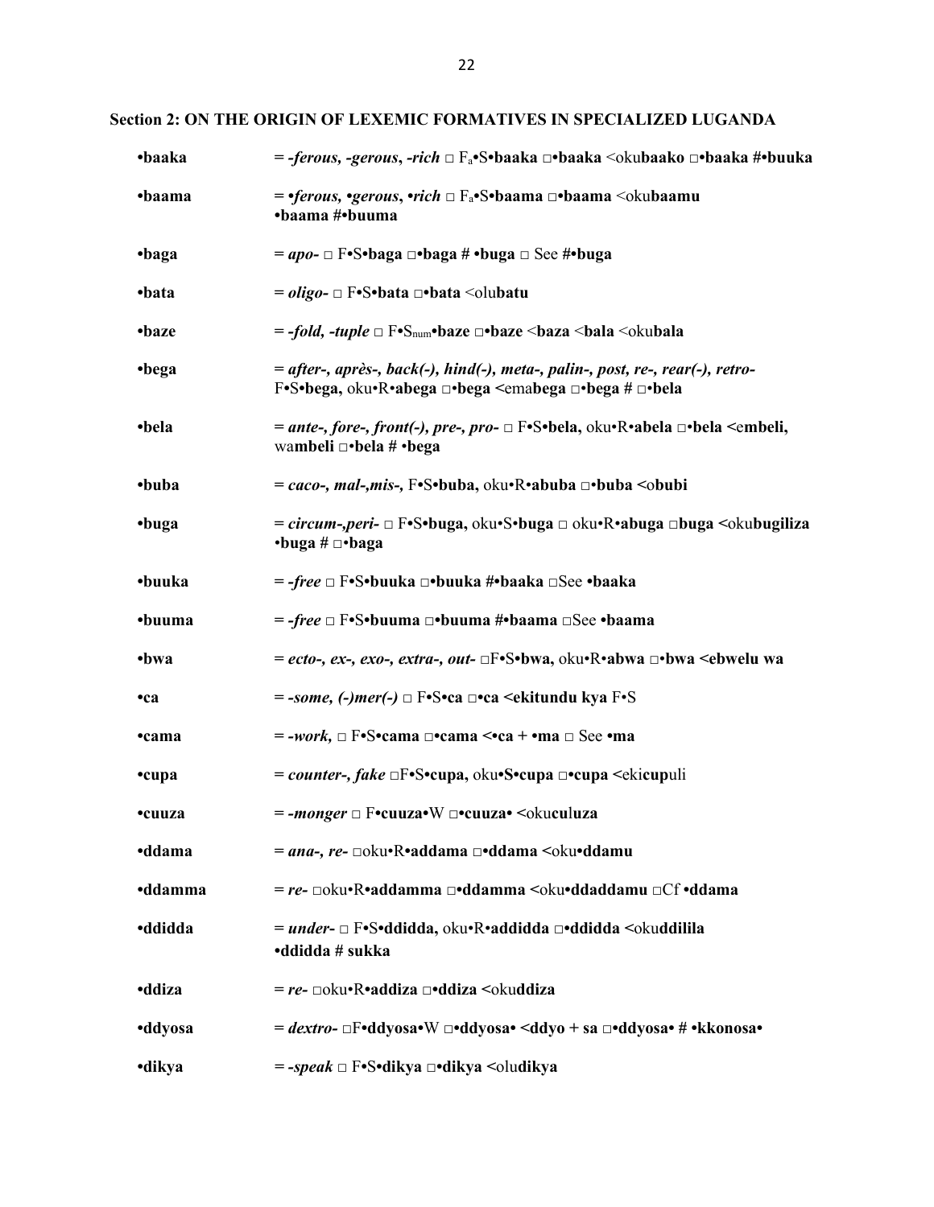## Section 2: ON THE ORIGIN OF LEXEMIC FORMATIVES IN SPECIALIZED LUGANDA

**•baaka** = *-ferous, -gerous*, *-rich* □ $F_a$•S•**baaka** □•**baaka** <oku**baako** □•**baaka** #•**buuka**

**•baama** = *•ferous, •gerous*, *•rich* □ $F_a$•S•**baama** □•**baama** <oku**baamu** •**baama** #•**buuma**

**•baga** = *apo-* □ F•S•**baga** □•**baga** # •**buga** □ See #•**buga**

**•bata** = *oligo-* □ F•S•**bata** □•**bata** <olu**batu**

**•baze** = *-fold, -tuple* □ F•$S_{num}$•**baze** □•**baze** <**baza** <**bala** <oku**bala**

**•bega** = *after-, après-, back(-), hind(-), meta-, palin-, post, re-, rear(-), retro-* F•S•**bega,** oku•R•**abega** □•**bega** <ema**bega** □•**bega** # □•**bela**

**•bela** = *ante-, fore-, front(-), pre-, pro-* □ F•S•**bela,** oku•R•**abela** □•**bela** <e**mbeli,** wa**mbeli** □•**bela** # •**bega**

**•buba** = *caco-, mal-,mis-,* F•S•**buba,** oku•R•**abuba** □•**buba** <o**bubi**

**•buga** = *circum-,peri-* □ F•S•**buga,** oku•S•**buga** □ oku•R•**abuga** □**buga** <oku**bugiliza** •**buga** # □•**baga**

**•buuka** = *-free* □ F•S•**buuka** □•**buuka** #•**baaka** □See •**baaka**

**•buuma** = *-free* □ F•S•**buuma** □•**buuma** #•**baama** □See •**baama**

**•bwa** = *ecto-, ex-, exo-, extra-, out-* □F•S•**bwa,** oku•R•**abwa** □•**bwa** <**ebwelu wa**

**•ca** = *-some, (-)mer(-)* □ F•S•**ca** □•**ca** <**ekitundu kya** F•S

**•cama** = *-work,* □ F•S•**cama** □•**cama** <•**ca** + •**ma** □ See •**ma**

**•cupa** = *counter-, fake* □F•S•**cupa,** oku•S•**cupa** □•**cupa** <eki**cup**uli

**•cuuza** = *-monger* □ F•**cuuza**•W □•**cuuza**• <oku**cu**l**uza**

**•ddama** = *ana-, re-* □oku•R•**addama** □•**ddama** <oku•**ddamu**

**•ddamma** = *re-* □oku•R•**addamma** □•**ddamma** <oku•**ddaddamu** □Cf •**ddama**

**•ddidda** = *under-* □ F•S•**ddidda,** oku•R•**addidda** □•**ddidda** <oku**ddilila** •**ddidda** # **sukka**

**•ddiza** = *re-* □oku•R•**addiza** □•**ddiza** <oku**ddiza**

**•ddyosa** = *dextro-* □F•**ddyosa**•W □•**ddyosa**• <**ddyo** + **sa** □•**ddyosa**• # •**kkonosa**•

**•dikya** = *-speak* □ F•S•**dikya** □•**dikya** <olu**dikya**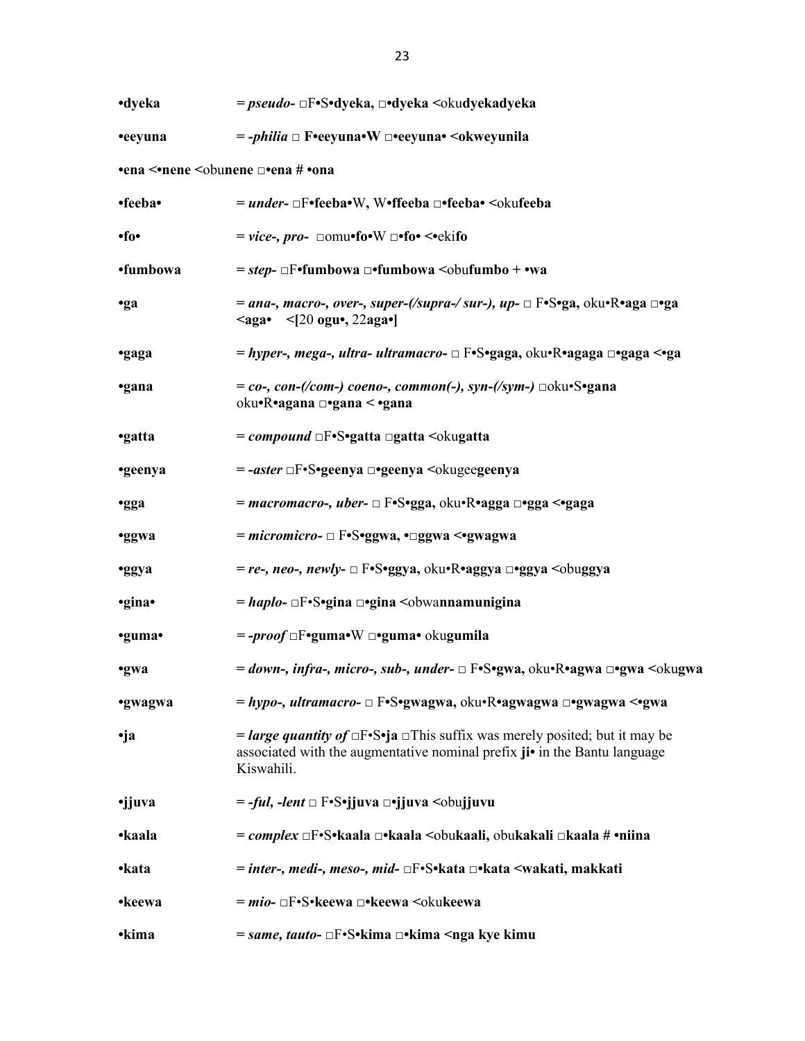**•dyeka** = ***pseudo-*** □F**•**S**•dyeka,** □**•dyeka <**oku**dyekadyeka**

**•eeyuna** = ***-philia*** □ **F•eeyuna•W** □**•eeyuna• <okweyunila**

**•ena <•nene <**obu**nene** □**•ena # •ona**

**•feeba•** = ***under-*** □F**•feeba•**W, W**•ffeeba** □**•feeba• <**oku**feeba**

**•fo•** = ***vice-, pro-*** □omu**•fo•**W □**•fo• <•**eki**fo**

**•fumbowa** = ***step-*** □F**•fumbowa** □**•fumbowa <**obu**fumbo + •wa**

**•ga** = ***ana-, macro-, over-, super-(/supra-/ sur-), up-*** □ F**•**S**•ga,** oku•R**•aga** □**•ga <aga•** **<[**20 **ogu•,** 22**aga•]**

**•gaga** = ***hyper-, mega-, ultra- ultramacro-*** □ F**•**S**•gaga,** oku•R**•agaga** □**•gaga <•ga**

**•gana** = ***co-, con-(/com-) coeno-, common(-), syn-(/sym-)*** □oku•S**•gana** oku•R**•agana** □**•gana < •gana**

**•gatta** = ***compound*** □F•S**•gatta** □**gatta <**oku**gatta**

**•geenya** = ***-aster*** □F•S**•geenya** □**•geenya <**okugee**geenya**

**•gga** = ***macromacro-, uber-*** □ F**•**S**•gga,** oku•R**•agga** □**•gga <•gaga**

**•ggwa** = ***micromicro-*** □ F**•**S**•ggwa, •**□**ggwa <•gwagwa**

**•ggya** = ***re-, neo-, newly-*** □ F**•**S**•ggya,** oku•R**•aggya** □**•ggya <**obu**ggya**

**•gina•** = ***haplo-*** □F•S**•gina** □**•gina <**obwa**nnamunigina**

**•guma•** = ***-proof*** □F**•guma•**W □**•guma•** oku**gumila**

**•gwa** = ***down-, infra-, micro-, sub-, under-*** □ F**•**S**•gwa,** oku•R**•agwa** □**•gwa <**oku**gwa**

**•gwagwa** = ***hypo-, ultramacro-*** □ F**•**S**•gwagwa,** oku•R**•agwagwa** □**•gwagwa <•gwa**

**•ja** = ***large quantity of*** □F•S**•ja** □This suffix was merely posited; but it may be associated with the augmentative nominal prefix **ji•** in the Bantu language Kiswahili.

**•jjuva** = ***-ful, -lent*** □ F•S**•jjuva** □**•jjuva <**obu**jjuvu**

**•kaala** = ***complex*** □F•S**•kaala** □**•kaala <**obu**kaali,** obu**kakali** □**kaala # •niina**

**•kata** = ***inter-, medi-, meso-, mid-*** □F•S**•kata** □**•kata <wakati, makkati**

**•keewa** = ***mio-*** □F•S**•keewa** □**•keewa <**oku**keewa**

**•kima** = ***same, tauto-*** □F•S**•kima** □**•kima <nga kye kimu**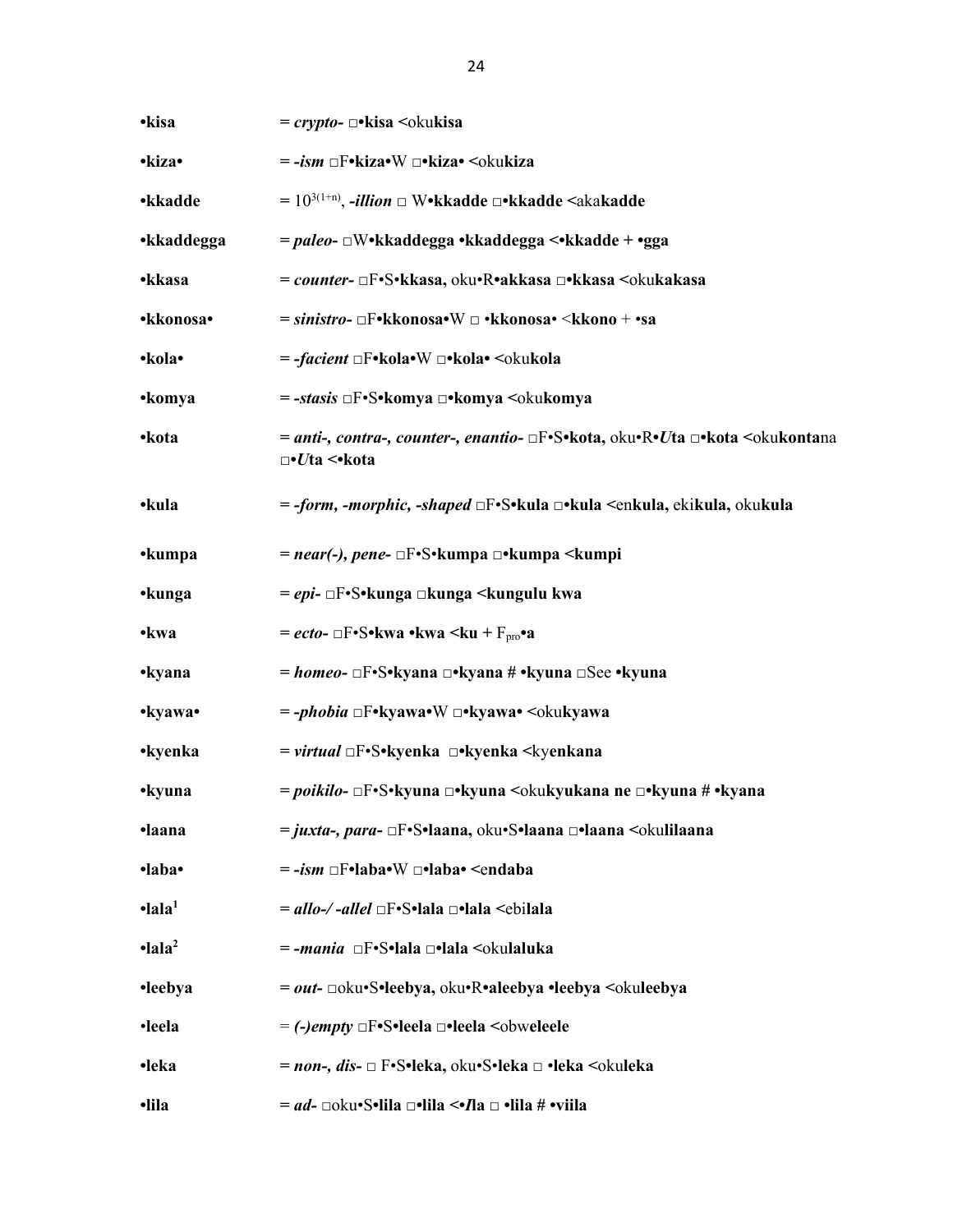**•kisa** = ***crypto-*** □**•kisa <**oku**kisa**

**•kiza•** = ***-ism*** □F**•kiza•**W □**•kiza• <**oku**kiza**

**•kkadde** = $10^{3(1+n)}$, ***-illion*** □ W**•kkadde** □**•kkadde <**aka**kadde**

**•kkaddegga** = ***paleo-*** □W**•kkaddegga •kkaddegga <•kkadde + •gga**

**•kkasa** = ***counter-*** □F•S**•kkasa,** oku•R**•akkasa** □**•kkasa <**oku**kakasa**

**•kkonosa•** = ***sinistro-*** □F**•kkonosa•**W □ •**kkonosa**• <**kkono** + •**sa**

**•kola•** = ***-facient*** □F**•kola•**W □**•kola• <**oku**kola**

**•komya** = ***-stasis*** □F•S**•komya** □**•komya <**oku**komya**

**•kota** = ***anti-, contra-, counter-, enantio-*** □F•S**•kota,** oku•R**•*U*ta** □**•kota <**oku**konta**na □**•*U*ta <•kota**

**•kula** = ***-form, -morphic, -shaped*** □F•S**•kula** □**•kula <**en**kula,** eki**kula,** oku**kula**

**•kumpa** = ***near(-), pene-*** □F•S**•kumpa** □**•kumpa <kumpi**

**•kunga** = ***epi-*** □F•S**•kunga** □**kunga <kungulu kwa**

**•kwa** = ***ecto-*** □F•S**•kwa •kwa <ku +** $F_{pro}$**•a**

**•kyana** = ***homeo-*** □F•S**•kyana** □**•kyana # •kyuna** □See **•kyuna**

**•kyawa•** = ***-phobia*** □F**•kyawa•**W □**•kyawa• <**oku**kyawa**

**•kyenka** = ***virtual*** □F•S**•kyenka** □**•kyenka <**ky**enkana**

**•kyuna** = ***poikilo-*** □F•S**•kyuna** □**•kyuna <**oku**kyukana ne** □**•kyuna # •kyana**

**•laana** = ***juxta-, para-*** □F•S**•laana,** oku•S**•laana** □**•laana <**oku**lilaana**

**•laba•** = ***-ism*** □F**•laba•**W □**•laba• <endaba**

**•lala**[1] = ***allo-/ -allel*** □F•S**•lala** □**•lala <**ebi**lala**

**•lala**[2] = ***-mania*** □F•S**•lala** □**•lala <**oku**laluka**

**•leebya** = ***out-*** □oku•S**•leebya,** oku•R**•aleebya •leebya <**oku**leebya**

**•leela** = ***(-)empty*** □F•S**•leela** □**•leela <**obw**eleele**

**•leka** = ***non-, dis-*** □ F•S**•leka,** oku•S**•leka** □ •**leka <**oku**leka**

**•lila** = ***ad-*** □oku•S**•lila** □**•lila <•*I*la** □ **•lila # •viila**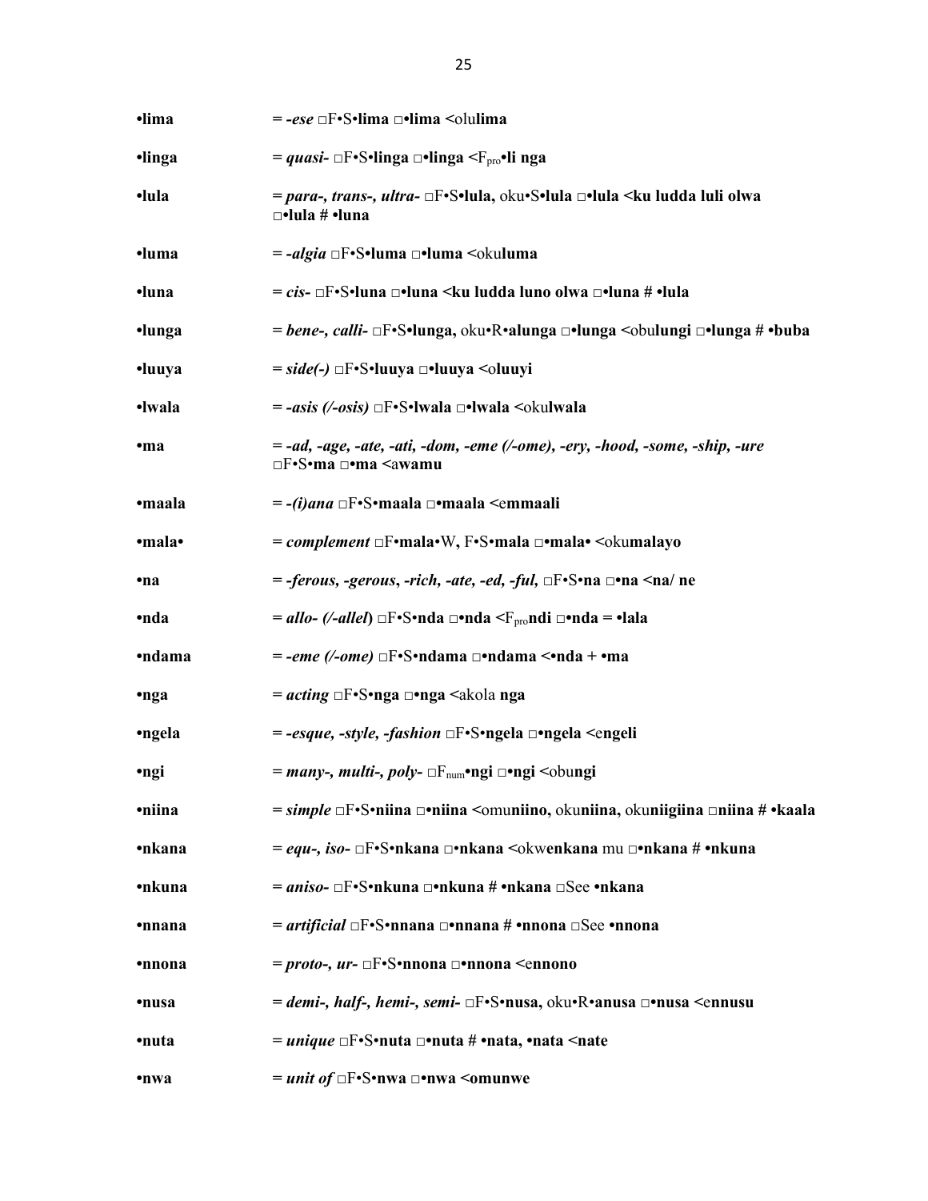**•lima** = *-ese* □F•S•**lima** □•**lima** <olu**lima**

**•linga** = ***quasi-*** □F•S•**linga** □•**linga** <$F_{pro}$•**li nga**

**•lula** = ***para-, trans-, ultra-*** □F•S•**lula,** oku•S•**lula** □•**lula** <**ku ludda luli olwa** □•**lula # •luna**

**•luma** = ***-algia*** □F•S•**luma** □•**luma** <oku**luma**

**•luna** = ***cis-*** □F•S•**luna** □•**luna** <**ku ludda luno olwa** □•**luna # •lula**

**•lunga** = ***bene-, calli-*** □F•S•**lunga,** oku•R•**alunga** □•**lunga** <obu**lungi** □•**lunga # •buba**

**•luuya** = ***side(-)*** □F•S•**luuya** □•**luuya** <olu**uyi**

**•lwala** = ***-asis (/-osis)*** □F•S•**lwala** □•**lwala** <oku**lwala**

**•ma** = ***-ad, -age, -ate, -ati, -dom, -eme (/-ome), -ery, -hood, -some, -ship, -ure*** □F•S•**ma** □•**ma** <awa**mu**

**•maala** = ***-(i)ana*** □F•S•**maala** □•**maala** <em**maali**

**•mala•** = ***complement*** □F•**mala**•W, F•S•**mala** □•**mala•** <oku**malayo**

**•na** = ***-ferous, -gerous, -rich, -ate, -ed, -ful,*** □F•S•**na** □•**na** <**na/ ne**

**•nda** = ***allo- (/-allel)*** □F•S•**nda** □•**nda** <$F_{pro}$**ndi** □•**nda = •lala**

**•ndama** = ***-eme (/-ome)*** □F•S•**ndama** □•**ndama** <•**nda + •ma**

**•nga** = ***acting*** □F•S•**nga** □•**nga** <akola **nga**

**•ngela** = ***-esque, -style, -fashion*** □F•S•**ngela** □•**ngela** <e**ngeli**

**•ngi** = ***many-, multi-, poly-*** □$F_{num}$•**ngi** □•**ngi** <obu**ngi**

**•niina** = ***simple*** □F•S•**niina** □•**niina** <omu**niino,** oku**niina,** oku**niigiina** □**niina # •kaala**

**•nkana** = ***equ-, iso-*** □F•S•**nkana** □•**nkana** <okw**enkana** mu □•**nkana # •nkuna**

**•nkuna** = ***aniso-*** □F•S•**nkuna** □•**nkuna # •nkana** □See **•nkana**

**•nnana** = ***artificial*** □F•S•**nnana** □•**nnana # •nnona** □See **•nnona**

**•nnona** = ***proto-, ur-*** □F•S•**nnona** □•**nnona** <e**nnono**

**•nusa** = ***demi-, half-, hemi-, semi-*** □F•S•**nusa,** oku•R•**anusa** □•**nusa** <e**nnusu**

**•nuta** = ***unique*** □F•S•**nuta** □•**nuta # •nata, •nata** <**nate**

**•nwa** = ***unit of*** □F•S•**nwa** □•**nwa** <**omunwe**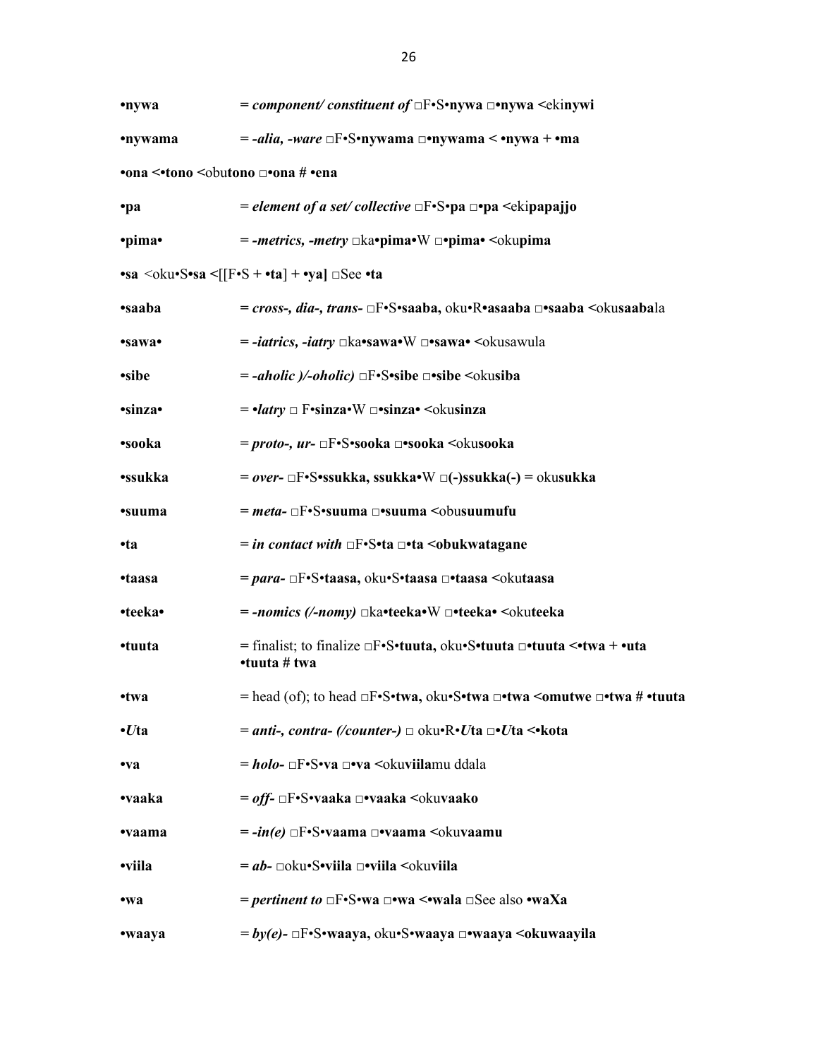**•nywa** = ***component/ constituent of*** □F•S•**nywa** □**•nywa** <eki**nywi**

**•nywama** = ***-alia, -ware*** □F•S•**nywama** □**•nywama** < **•nywa + •ma**

**•ona <•tono** <obu**tono** □**•ona # •ena**

**•pa** = ***element of a set/ collective*** □F•S•**pa** □**•pa** <eki**papajjo**

**•pima•** = ***-metrics, -metry*** □ka**•pima•**W □**•pima•** <oku**pima**

**•sa** <oku•S**•sa** <[[F•S + **•ta**] + **•ya]** □See **•ta**

**•saaba** = ***cross-, dia-, trans-*** □F•S•**saaba,** oku•R**•asaaba** □**•saaba** <oku**saaba**la

**•sawa•** = ***-iatrics, -iatry*** □ka**•sawa•**W □**•sawa•** <okusawula

**•sibe** = ***-aholic )/-oholic)*** □F•S**•sibe** □**•sibe** <oku**siba**

**•sinza•** = ***•latry*** □ F**•sinza•**W □**•sinza•** <oku**sinza**

**•sooka** = ***proto-, ur-*** □F•S•**sooka** □**•sooka** <oku**sooka**

**•ssukka** = ***over-*** □F•S**•ssukka, ssukka•**W □**(-)ssukka(-)** = oku**sukka**

**•suuma** = ***meta-*** □F•S•**suuma** □**•suuma** <obu**suumufu**

**•ta** = ***in contact with*** □F•S**•ta** □**•ta <obukwatagane**

**•taasa** = ***para-*** □F•S•**taasa,** oku•S•**taasa** □**•taasa** <oku**taasa**

**•teeka•** = ***-nomics (/-nomy)*** □ka**•teeka•**W □**•teeka•** <oku**teeka**

**•tuuta** = finalist; to finalize □F•S•**tuuta,** oku•S**•tuuta** □**•tuuta <•twa + •uta •tuuta # twa**

**•twa** = head (of); to head □F•S•**twa,** oku•S**•twa** □**•twa <omutwe** □**•twa # •tuuta**

**•*U*ta** = ***anti-, contra- (/counter-)*** □ oku•R•***U*ta** □**•*U*ta <•kota**

**•va** = ***holo-*** □F•S**•va** □**•va** <oku**viila**mu ddala

**•vaaka** = ***off-*** □F•S•**vaaka** □**•vaaka** <oku**vaako**

**•vaama** = ***-in(e)*** □F•S•**vaama** □**•vaama** <oku**vaamu**

**•viila** = ***ab-*** □oku•S**•viila** □**•viila** <oku**viila**

**•wa** = ***pertinent to*** □F•S**•wa** □**•wa <•wala** □See also **•waXa**

**•waaya** = ***by(e)-*** □F•S•**waaya,** oku•S•**waaya** □**•waaya <okuwaayila**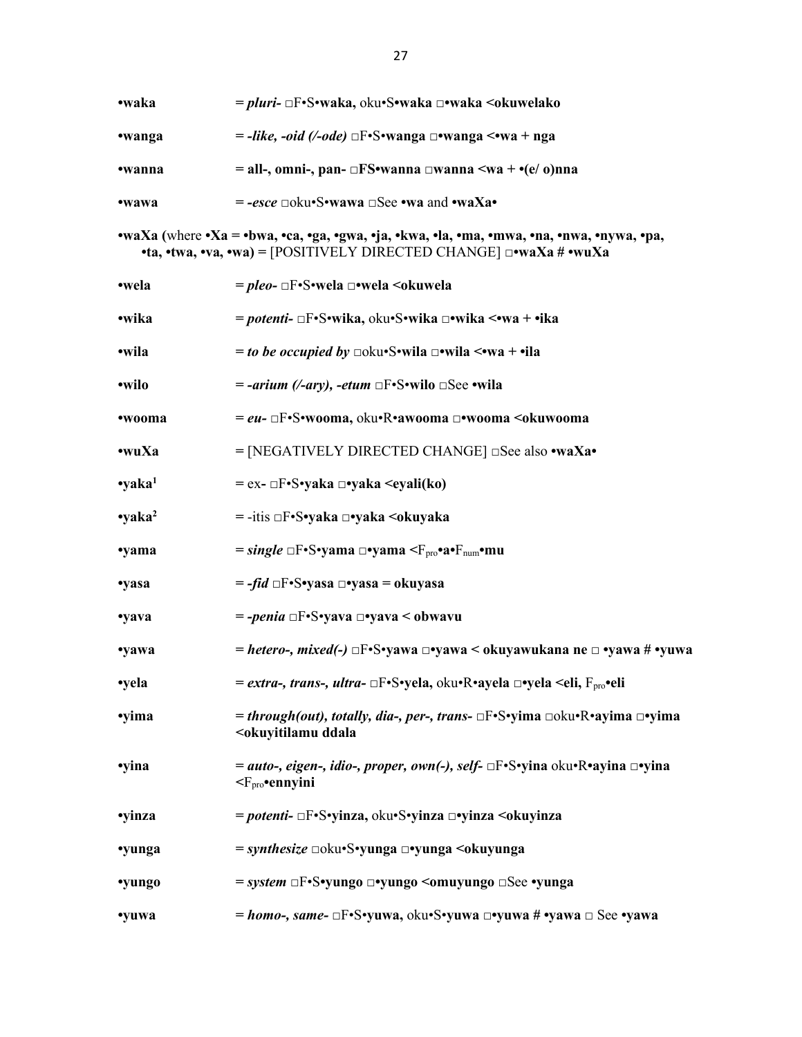**•waka** = ***pluri-*** □F•S•**waka,** oku•S•**waka** □**•waka <okuwelako**

**•wanga** = ***-like, -oid (/-ode)*** □F•S•**wanga** □**•wanga <•wa + nga**

**•wanna** = **all-, omni-, pan-** □**FS•wanna** □**wanna <wa + •(e/ o)nna**

**•wawa** = ***-esce*** □oku•S•**wawa** □See **•wa** and **•waXa•**

**•waXa (**where **•Xa = •bwa, •ca, •ga, •gwa, •ja, •kwa, •la, •ma, •mwa, •na, •nwa, •nywa, •pa, •ta, •twa, •va, •wa)** = [POSITIVELY DIRECTED CHANGE] □**•waXa # •wuXa**

**•wela** = ***pleo-*** □F•S•**wela** □**•wela <okuwela**

**•wika** = ***potenti-*** □F•S•**wika,** oku•S•**wika** □**•wika <•wa + •ika**

**•wila** = ***to be occupied by*** □oku•S•**wila** □**•wila <•wa + •ila**

**•wilo** = ***-arium (/-ary), -etum*** □F•S•**wilo** □See **•wila**

**•wooma** = ***eu-*** □F•S•**wooma,** oku•R•**awooma** □**•wooma <okuwooma**

**•wuXa** = [NEGATIVELY DIRECTED CHANGE] □See also **•waXa•**

**•yaka[1]** = ex**-** □F•S•**yaka** □**•yaka <eyali(ko)**

**•yaka[2]** = -itis □F•S•**yaka** □**•yaka <okuyaka**

**•yama** = ***single*** □F•S•**yama** □**•yama <**$F_{pro}$**•a•**$F_{num}$**•mu**

**•yasa** = ***-fid*** □F•S**•yasa** □**•yasa = okuyasa**

**•yava** = ***-penia*** □F•S•**yava** □**•yava < obwavu**

**•yawa** = ***hetero-, mixed(-)*** □F•S•**yawa** □**•yawa < okuyawukana ne** □ **•yawa # •yuwa**

**•yela** = ***extra-, trans-, ultra-*** □F•S•**yela,** oku•R•**ayela** □**•yela <eli,** $F_{pro}$**•eli**

**•yima** = ***through(out), totally, dia-, per-, trans-*** □F•S•**yima** □oku•R•**ayima** □**•yima <okuyitilamu ddala**

**•yina** = ***auto-, eigen-, idio-, proper, own(-), self-*** □F•S•**yina** oku•R**•ayina** □**•yina <**$F_{pro}$**•ennyini**

**•yinza** = ***potenti-*** □F•S•**yinza,** oku•S•**yinza** □**•yinza <okuyinza**

**•yunga** = ***synthesize*** □oku•S•**yunga** □**•yunga <okuyunga**

**•yungo** = ***system*** □F•S•**yungo** □**•yungo <omuyungo** □See **•yunga**

**•yuwa** = ***homo-, same-*** □F•S•**yuwa,** oku•S•**yuwa** □**•yuwa # •yawa** □ See **•yawa**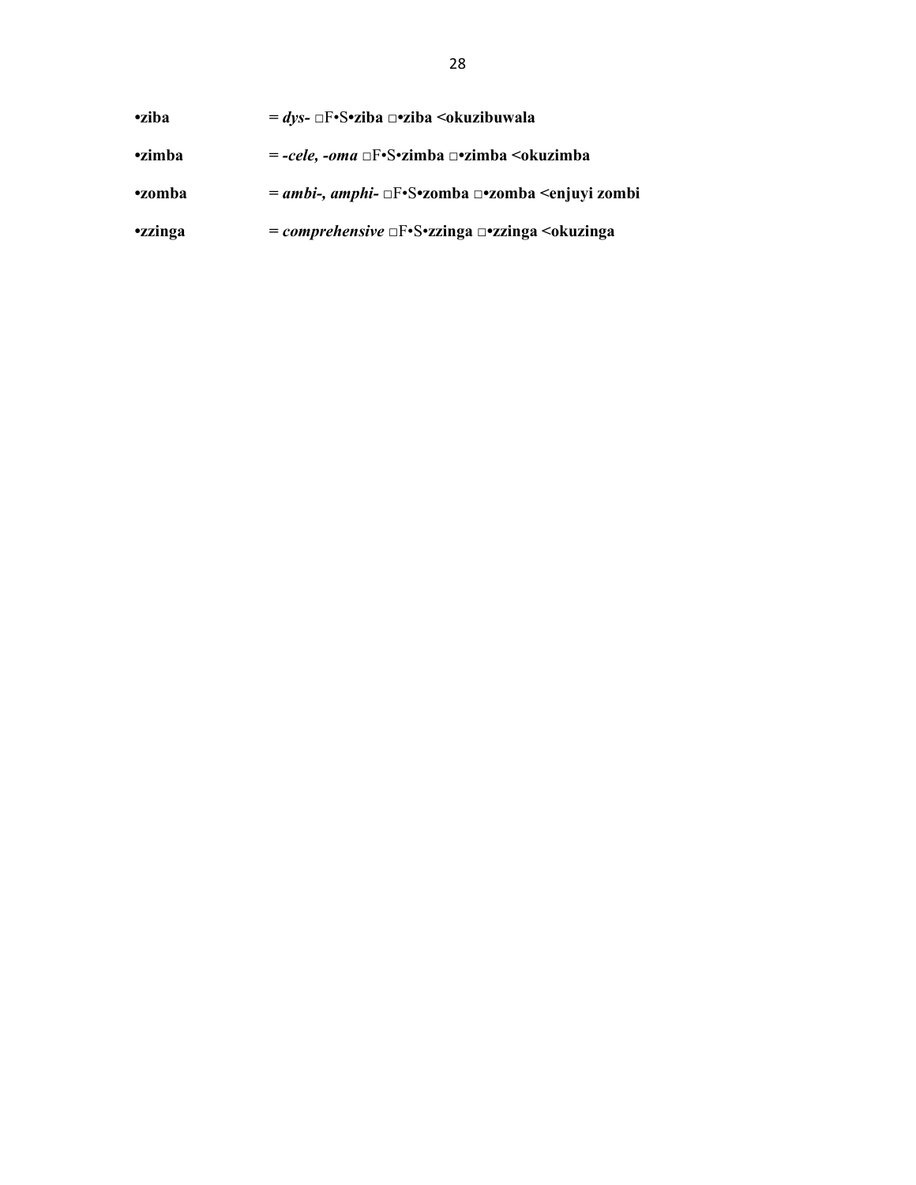**•ziba** **= *dys-*** □F•S**•ziba □•ziba <okuzibuwala**

**•zimba** **= *-cele, -oma*** □F•S•**zimba □•zimba <okuzimba**

**•zomba** **= *ambi-, amphi-*** □F•S•**zomba □•zomba <enjuyi zombi**

**•zzinga** **= *comprehensive*** □F•S•**zzinga □•zzinga <okuzinga**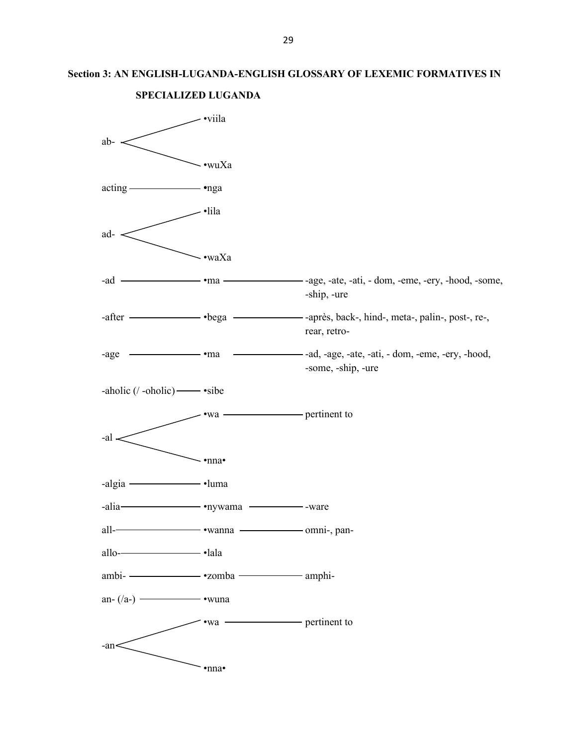## Section 3: AN ENGLISH-LUGANDA-ENGLISH GLOSSARY OF LEXEMIC FORMATIVES IN SPECIALIZED LUGANDA

| English | Luganda | Equivalents |
| --- | --- | --- |
| ab- | •viila | |
| | •wuXa | |
| acting | •nga | |
| ad- | •lila | |
| | •waXa | |
| -ad | •ma | -age, -ate, -ati, - dom, -eme, -ery, -hood, -some, -ship, -ure |
| -after | •bega | -après, back-, hind-, meta-, palin-, post-, re-, rear, retro- |
| -age | •ma | -ad, -age, -ate, -ati, - dom, -eme, -ery, -hood, -some, -ship, -ure |
| -aholic (/ -oholic) | •sibe | |
| -al | •wa | pertinent to |
| | •nna• | |
| -algia | •luma | |
| -alia | •nywama | -ware |
| all- | •wanna | omni-, pan- |
| allo- | •lala | |
| ambi- | •zomba | amphi- |
| an- (/a-) | •wuna | |
| -an | •wa | pertinent to |
| | •nna• | |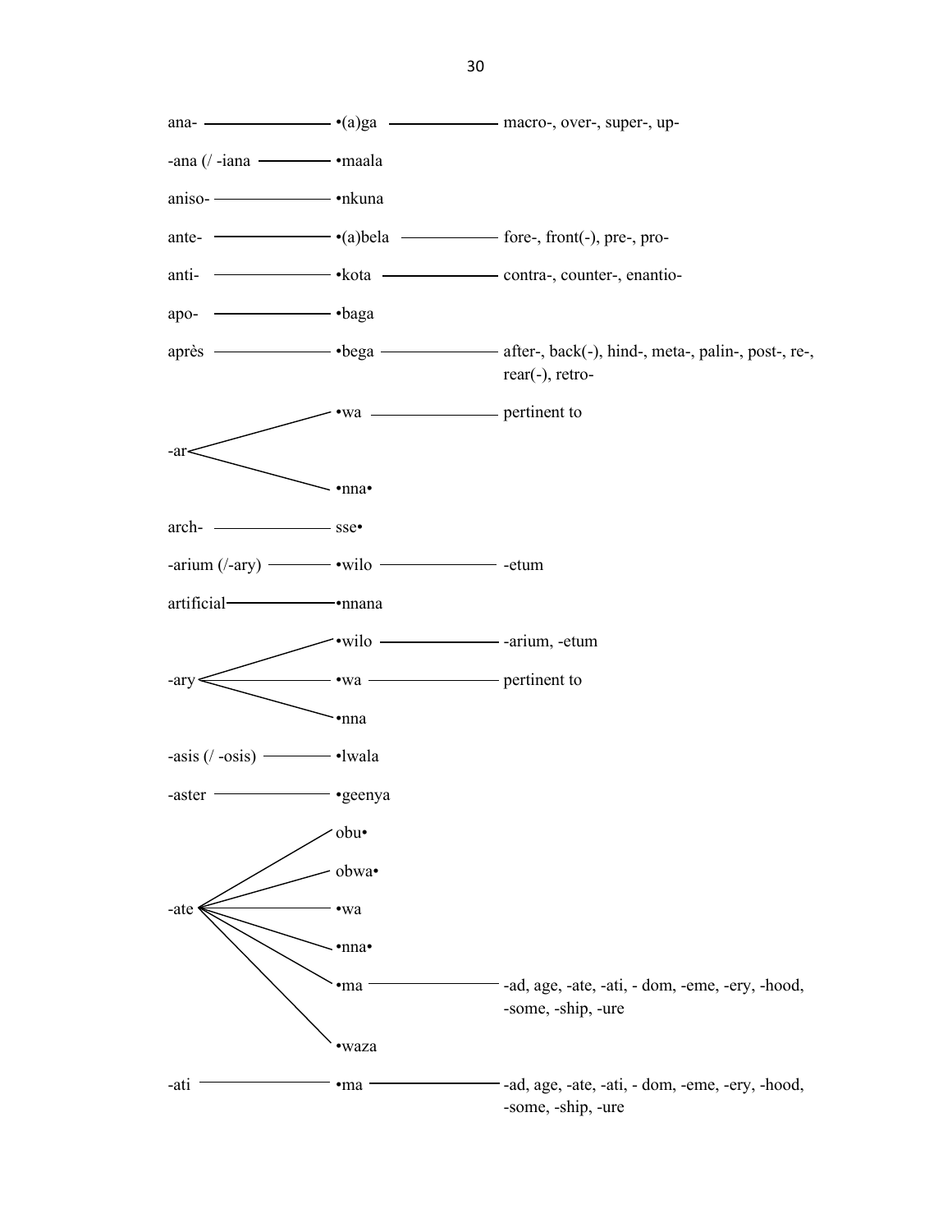| | | |
|---|---|---|
| ana- | •(a)ga | macro-, over-, super-, up- |
| -ana (/ -iana | •maala | |
| aniso- | •nkuna | |
| ante- | •(a)bela | fore-, front(-), pre-, pro- |
| anti- | •kota | contra-, counter-, enantio- |
| apo- | •baga | |
| après | •bega | after-, back(-), hind-, meta-, palin-, post-, re-, rear(-), retro- |
| -ar | •wa | pertinent to |
| | •nna• | |
| arch- | sse• | |
| -arium (/-ary) | •wilo | -etum |
| artificial | •nnana | |
| -ary | •wilo | -arium, -etum |
| | •wa | pertinent to |
| | •nna | |
| -asis (/ -osis) | •lwala | |
| -aster | •geenya | |
| -ate | obu• | |
| | obwa• | |
| | •wa | |
| | •nna• | |
| | •ma | -ad, age, -ate, -ati, - dom, -eme, -ery, -hood, -some, -ship, -ure |
| | •waza | |
| -ati | •ma | -ad, age, -ate, -ati, - dom, -eme, -ery, -hood, -some, -ship, -ure |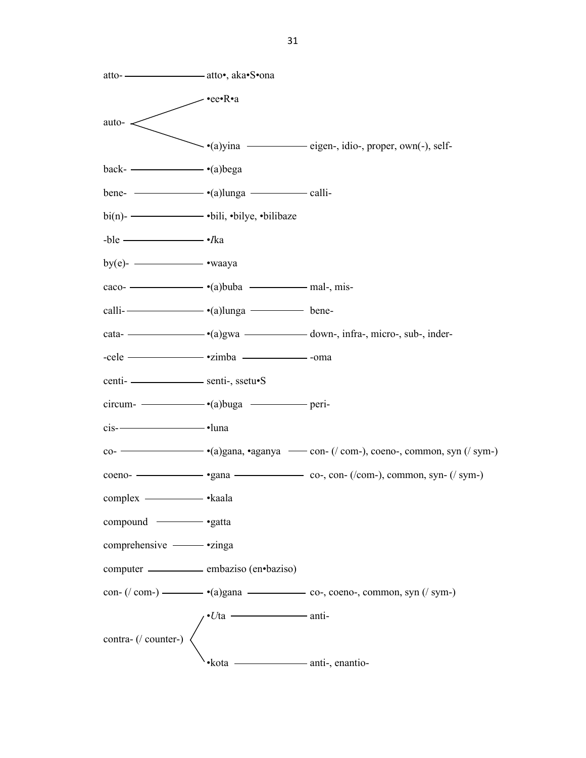| Term | Luganda | Related |
|---|---|---|
| atto- | atto•, aka•S•ona | |
| auto- | •ee•R•a | |
| | •(a)yina | eigen-, idio-, proper, own(-), self- |
| back- | •(a)bega | |
| bene- | •(a)lunga | calli- |
| bi(n)- | •bili, •bilye, •bilibaze | |
| -ble | •*I*ka | |
| by(e)- | •waaya | |
| caco- | •(a)buba | mal-, mis- |
| calli- | •(a)lunga | bene- |
| cata- | •(a)gwa | down-, infra-, micro-, sub-, inder- |
| -cele | •zimba | -oma |
| centi- | senti-, ssetu•S | |
| circum- | •(a)buga | peri- |
| cis- | •luna | |
| co- | •(a)gana, •aganya | con- (/ com-), coeno-, common, syn (/ sym-) |
| coeno- | •gana | co-, con- (/com-), common, syn- (/ sym-) |
| complex | •kaala | |
| compound | •gatta | |
| comprehensive | •zinga | |
| computer | embaziso (en•baziso) | |
| con- (/ com-) | •(a)gana | co-, coeno-, common, syn (/ sym-) |
| contra- (/ counter-) | •*U*ta | anti- |
| | •kota | anti-, enantio- |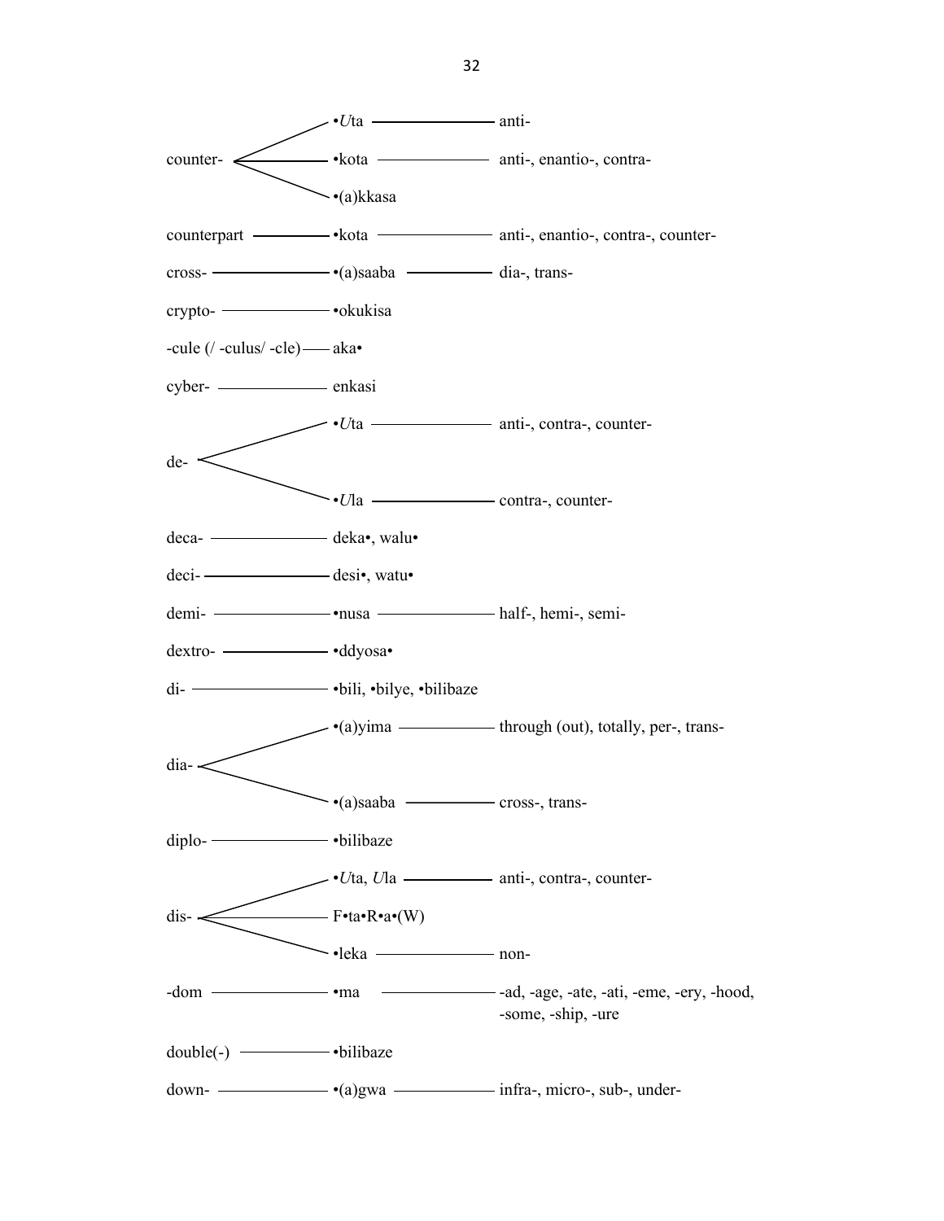| English | Equivalent | Related |
| --- | --- | --- |
| counter- | •*U*ta | anti- |
| | •kota | anti-, enantio-, contra- |
| | •(a)kkasa | |
| counterpart | •kota | anti-, enantio-, contra-, counter- |
| cross- | •(a)saaba | dia-, trans- |
| crypto- | •okukisa | |
| -cule (/ -culus/ -cle) | aka• | |
| cyber- | enkasi | |
| de- | •*U*ta | anti-, contra-, counter- |
| | •*U*la | contra-, counter- |
| deca- | deka•, walu• | |
| deci- | desi•, watu• | |
| demi- | •nusa | half-, hemi-, semi- |
| dextro- | •ddyosa• | |
| di- | •bili, •bilye, •bilibaze | |
| dia- | •(a)yima | through (out), totally, per-, trans- |
| | •(a)saaba | cross-, trans- |
| diplo- | •bilibaze | |
| dis- | •*U*ta, *U*la | anti-, contra-, counter- |
| | F•ta•R•a•(W) | |
| | •leka | non- |
| -dom | •ma | -ad, -age, -ate, -ati, -eme, -ery, -hood, -some, -ship, -ure |
| double(-) | •bilibaze | |
| down- | •(a)gwa | infra-, micro-, sub-, under- |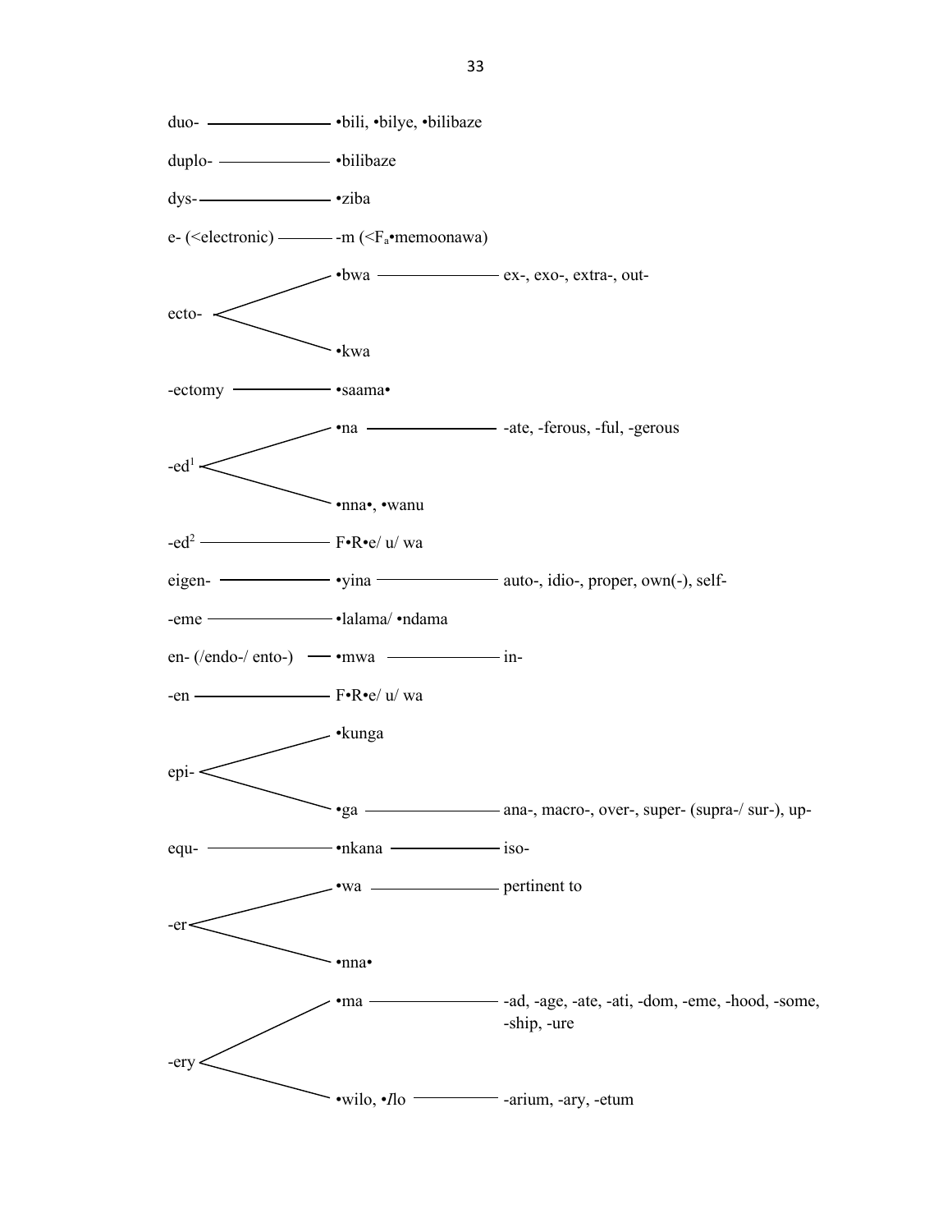duo- —— •bili, •bilye, •bilibaze

duplo- —— •bilibaze

dys- —— •ziba

e- (<electronic) —— -m (<$F_a$•memoonawa)

ecto-
- •bwa —— ex-, exo-, extra-, out-
- •kwa

-ectomy —— •saama•

-ed[1]
- •na —— -ate, -ferous, -ful, -gerous
- •nna•, •wanu

-ed[2] —— F•R•e/ u/ wa

eigen- —— •yina —— auto-, idio-, proper, own(-), self-

-eme —— •lalama/ •ndama

en- (/endo-/ ento-) —— •mwa —— in-

-en —— F•R•e/ u/ wa

epi-
- •kunga
- •ga —— ana-, macro-, over-, super- (supra-/ sur-), up-

equ- —— •nkana —— iso-

-er
- •wa —— pertinent to
- •nna•

-ery
- •ma —— -ad, -age, -ate, -ati, -dom, -eme, -hood, -some, -ship, -ure
- •wilo, •*I*lo —— -arium, -ary, -etum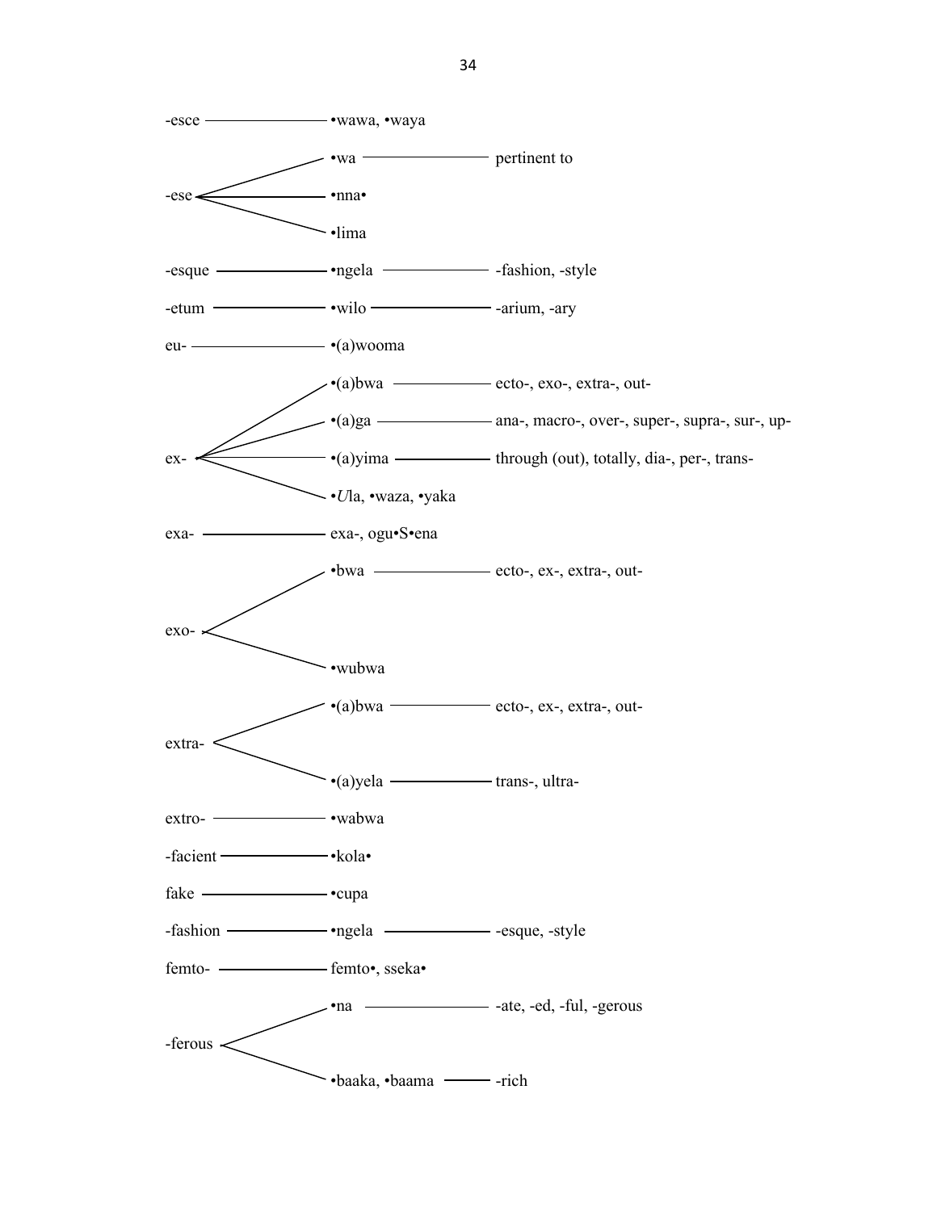| English | Equivalent | Related |
|---|---|---|
| -esce | •wawa, •waya | |
| -ese | •wa | pertinent to |
| | •nna• | |
| | •lima | |
| -esque | •ngela | -fashion, -style |
| -etum | •wilo | -arium, -ary |
| eu- | •(a)wooma | |
| ex- | •(a)bwa | ecto-, exo-, extra-, out- |
| | •(a)ga | ana-, macro-, over-, super-, supra-, sur-, up- |
| | •(a)yima | through (out), totally, dia-, per-, trans- |
| | •*U*la, •waza, •yaka | |
| exa- | exa-, ogu•S•ena | |
| exo- | •bwa | ecto-, ex-, extra-, out- |
| | •wubwa | |
| extra- | •(a)bwa | ecto-, ex-, extra-, out- |
| | •(a)yela | trans-, ultra- |
| extro- | •wabwa | |
| -facient | •kola• | |
| fake | •cupa | |
| -fashion | •ngela | -esque, -style |
| femto- | femto•, sseka• | |
| -ferous | •na | -ate, -ed, -ful, -gerous |
| | •baaka, •baama | -rich |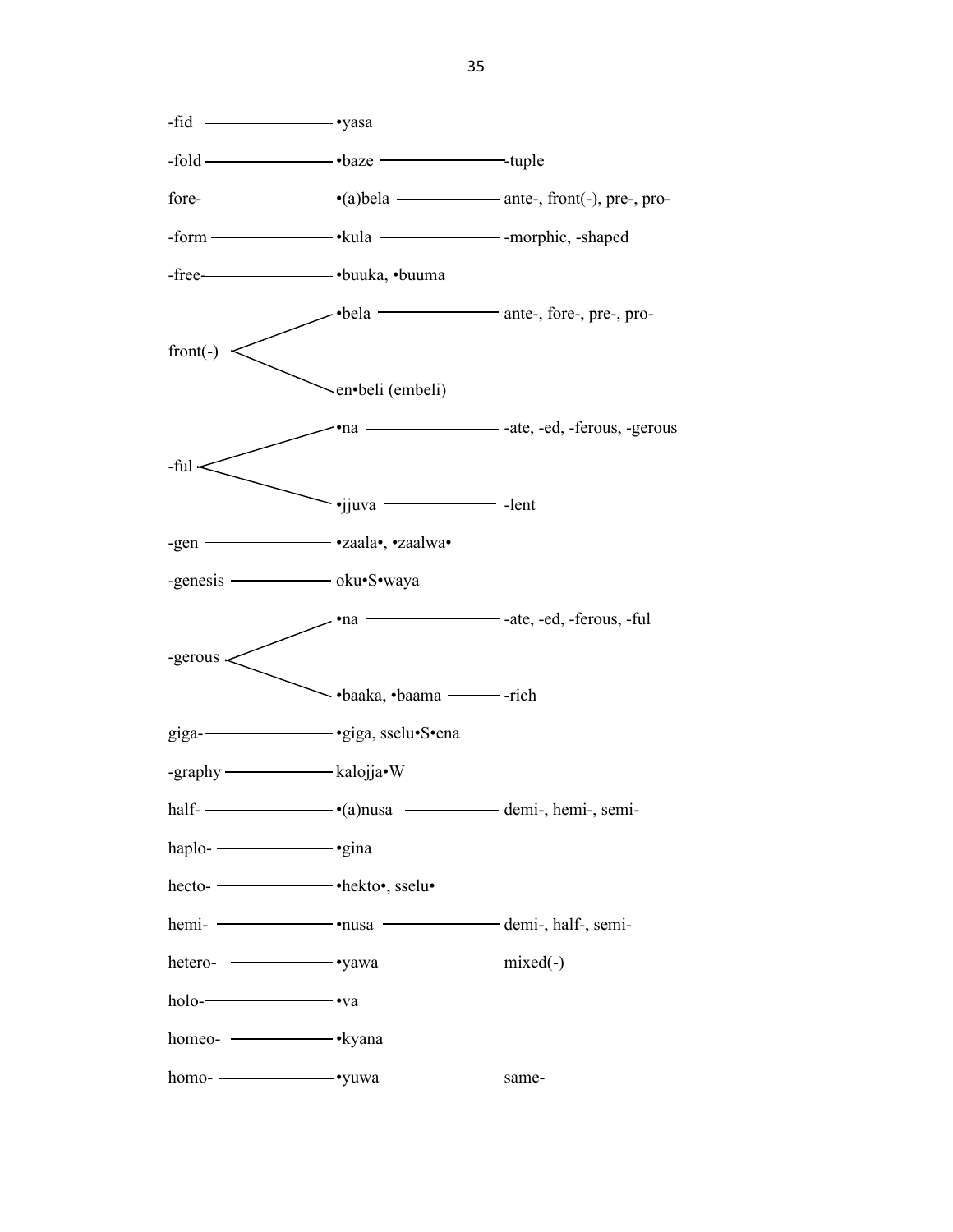| English | Luganda | Equivalents |
|---|---|---|
| -fid | •yasa | |
| -fold | •baze | -tuple |
| fore- | •(a)bela | ante-, front(-), pre-, pro- |
| -form | •kula | -morphic, -shaped |
| -free | •buuka, •buuma | |
| front(-) | •bela | ante-, fore-, pre-, pro- |
| | en•beli (embeli) | |
| -ful | •na | -ate, -ed, -ferous, -gerous |
| | •jjuva | -lent |
| -gen | •zaala•, •zaalwa• | |
| -genesis | oku•S•waya | |
| -gerous | •na | -ate, -ed, -ferous, -ful |
| | •baaka, •baama | -rich |
| giga- | •giga, sselu•S•ena | |
| -graphy | kalojja•W | |
| half- | •(a)nusa | demi-, hemi-, semi- |
| haplo- | •gina | |
| hecto- | •hekto•, sselu• | |
| hemi- | •nusa | demi-, half-, semi- |
| hetero- | •yawa | mixed(-) |
| holo- | •va | |
| homeo- | •kyana | |
| homo- | •yuwa | same- |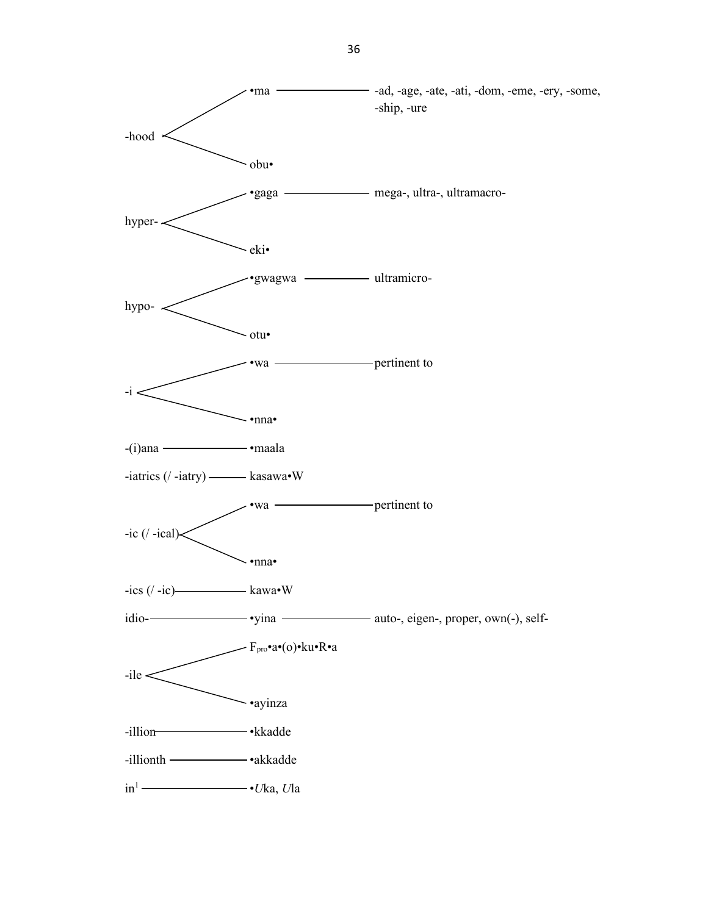| English | Luganda | Related |
|---|---|---|
| -hood | •ma | -ad, -age, -ate, -ati, -dom, -eme, -ery, -some, -ship, -ure |
| | obu• | |
| hyper- | •gaga | mega-, ultra-, ultramacro- |
| | eki• | |
| hypo- | •gwagwa | ultramicro- |
| | otu• | |
| -i | •wa | pertinent to |
| | •nna• | |
| -(i)ana | •maala | |
| -iatrics (/ -iatry) | kasawa•W | |
| -ic (/ -ical) | •wa | pertinent to |
| | •nna• | |
| -ics (/ -ic) | kawa•W | |
| idio- | •yina | auto-, eigen-, proper, own(-), self- |
| -ile | $F_{pro}$•a•(o)•ku•R•a | |
| | •ayinza | |
| -illion | •kkadde | |
| -illionth | •akkadde | |
| in[1] | •*U*ka, *U*la | |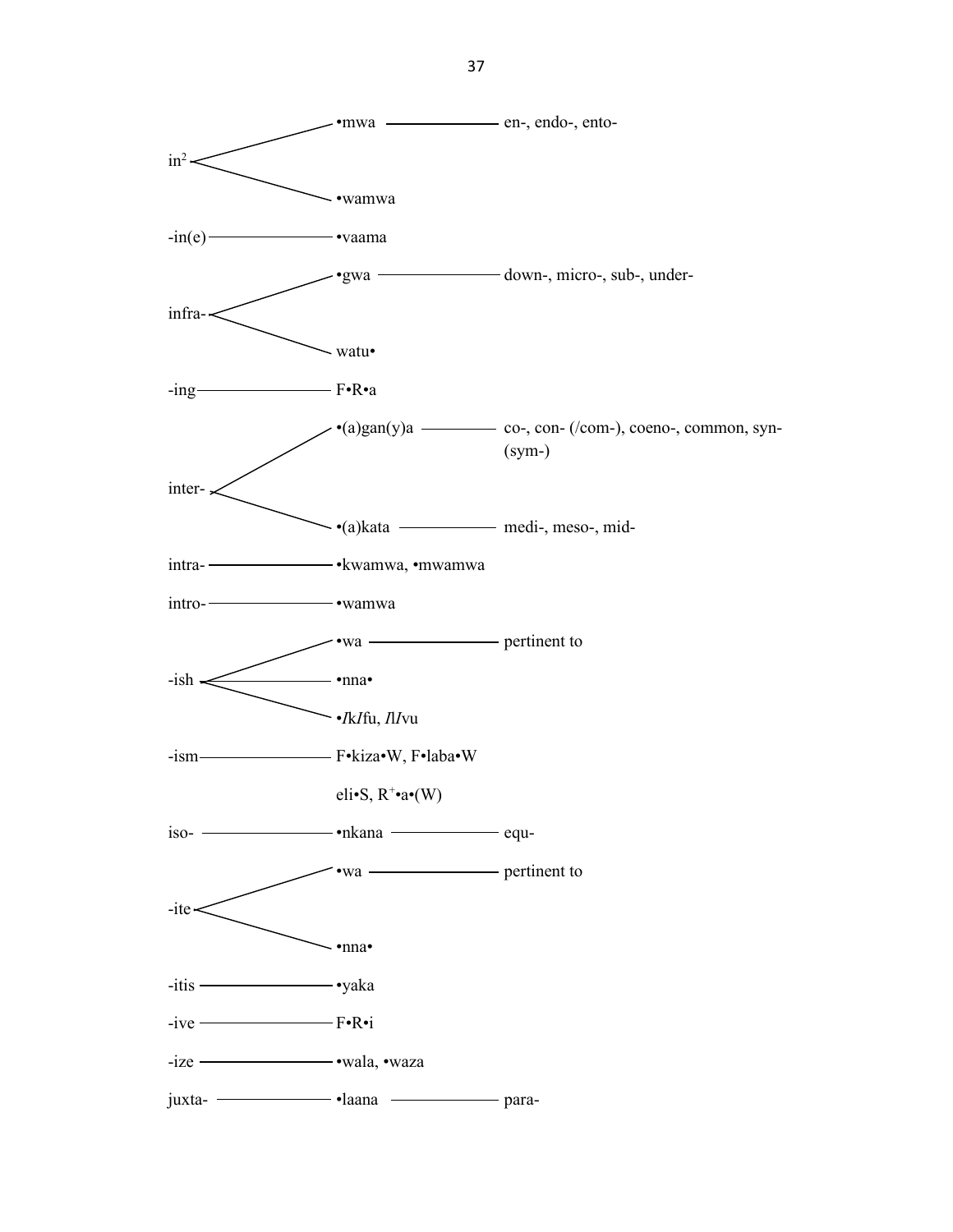| English | Swahili | Related |
| --- | --- | --- |
| in[2] | •mwa | en-, endo-, ento- |
| | •wamwa | |
| -in(e) | •vaama | |
| infra- | •gwa | down-, micro-, sub-, under- |
| | watu• | |
| -ing | F•R•a | |
| inter- | •(a)gan(y)a | co-, con- (/com-), coeno-, common, syn- (sym-) |
| | •(a)kata | medi-, meso-, mid- |
| intra- | •kwamwa, •mwamwa | |
| intro- | •wamwa | |
| -ish | •wa | pertinent to |
| | •nna• | |
| | •*I*k*I*fu, *I*l*I*vu | |
| -ism | F•kiza•W, F•laba•W | |
| | eli•S, $R^+$•a•(W) | |
| iso- | •nkana | equ- |
| -ite | •wa | pertinent to |
| | •nna• | |
| -itis | •yaka | |
| -ive | F•R•i | |
| -ize | •wala, •waza | |
| juxta- | •laana | para- |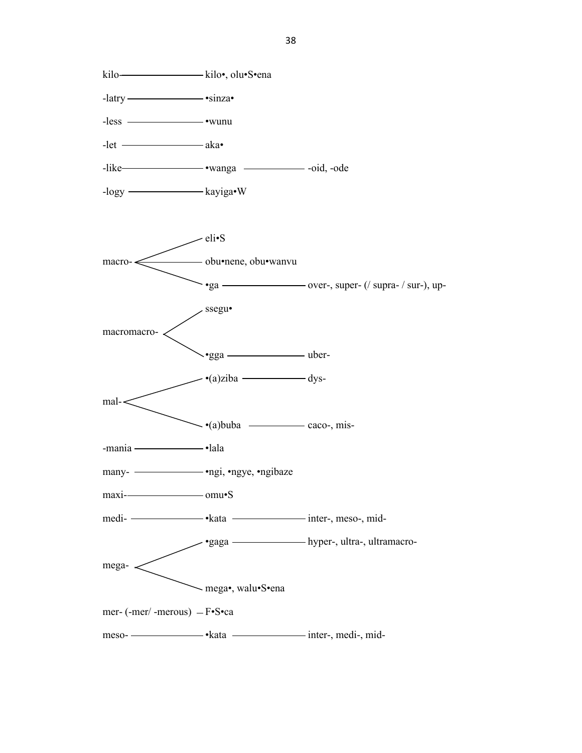| English | Luganda | Related |
|---|---|---|
| kilo- | kilo•, olu•S•ena | |
| -latry | •sinza• | |
| -less | •wunu | |
| -let | aka• | |
| -like | •wanga | -oid, -ode |
| -logy | kayiga•W | |
| macro- | eli•S | |
| | obu•nene, obu•wanvu | |
| | •ga | over-, super- (/ supra- / sur-), up- |
| macromacro- | ssegu• | |
| | •gga | uber- |
| mal- | •(a)ziba | dys- |
| | •(a)buba | caco-, mis- |
| -mania | •lala | |
| many- | •ngi, •ngye, •ngibaze | |
| maxi- | omu•S | |
| medi- | •kata | inter-, meso-, mid- |
| mega- | •gaga | hyper-, ultra-, ultramacro- |
| | mega•, walu•S•ena | |
| mer- (-mer/ -merous) | F•S•ca | |
| meso- | •kata | inter-, medi-, mid- |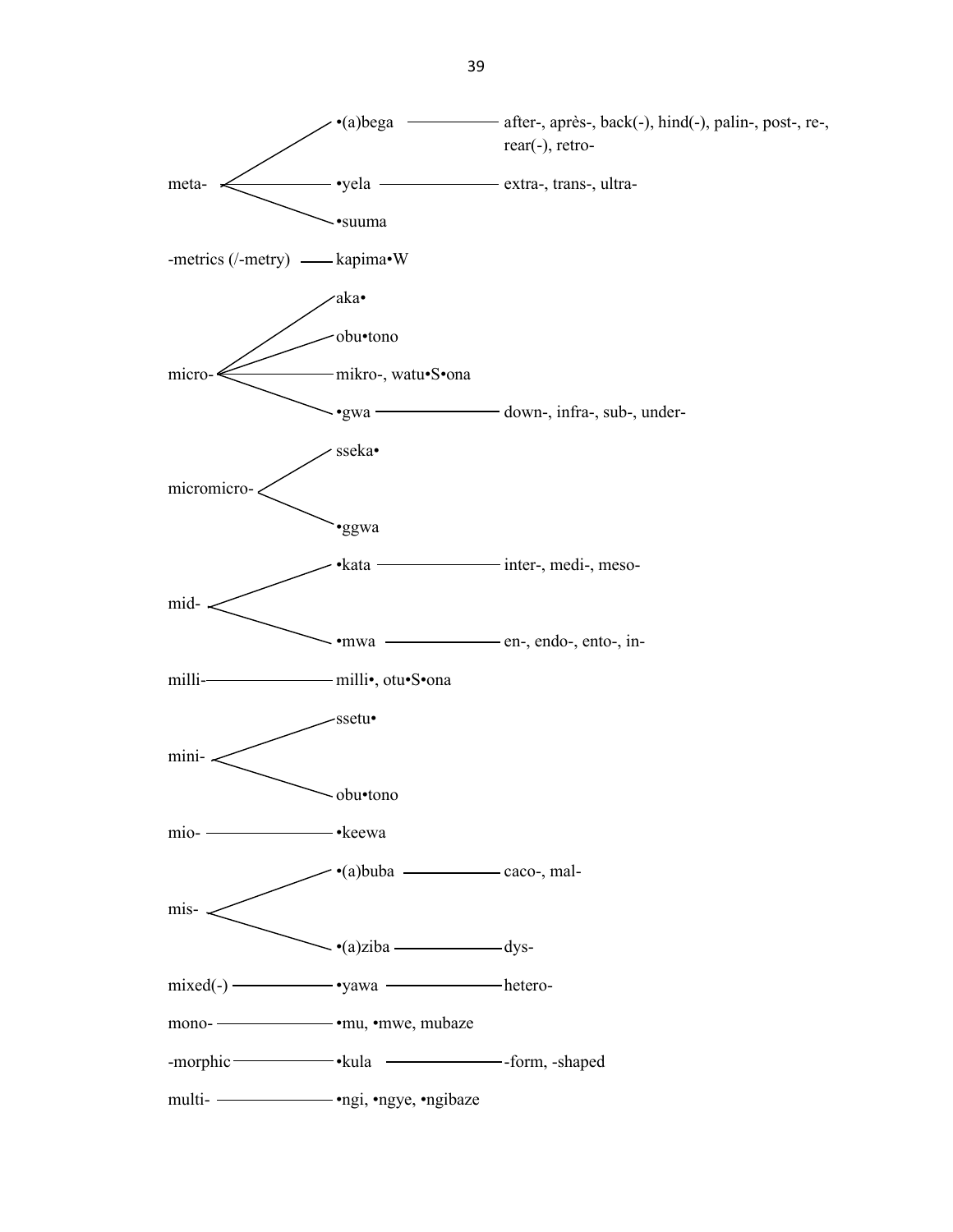| English | Luganda | Equivalents |
| --- | --- | --- |
| meta- | •(a)bega | after-, après-, back(-), hind(-), palin-, post-, re-, rear(-), retro- |
| | •yela | extra-, trans-, ultra- |
| | •suuma | |
| -metrics (/-metry) | kapima•W | |
| micro- | aka• | |
| | obu•tono | |
| | mikro-, watu•S•ona | |
| | •gwa | down-, infra-, sub-, under- |
| micromicro- | sseka• | |
| | •ggwa | |
| mid- | •kata | inter-, medi-, meso- |
| | •mwa | en-, endo-, ento-, in- |
| milli- | milli•, otu•S•ona | |
| mini- | ssetu• | |
| | obu•tono | |
| mio- | •keewa | |
| mis- | •(a)buba | caco-, mal- |
| | •(a)ziba | dys- |
| mixed(-) | •yawa | hetero- |
| mono- | •mu, •mwe, mubaze | |
| -morphic | •kula | -form, -shaped |
| multi- | •ngi, •ngye, •ngibaze | |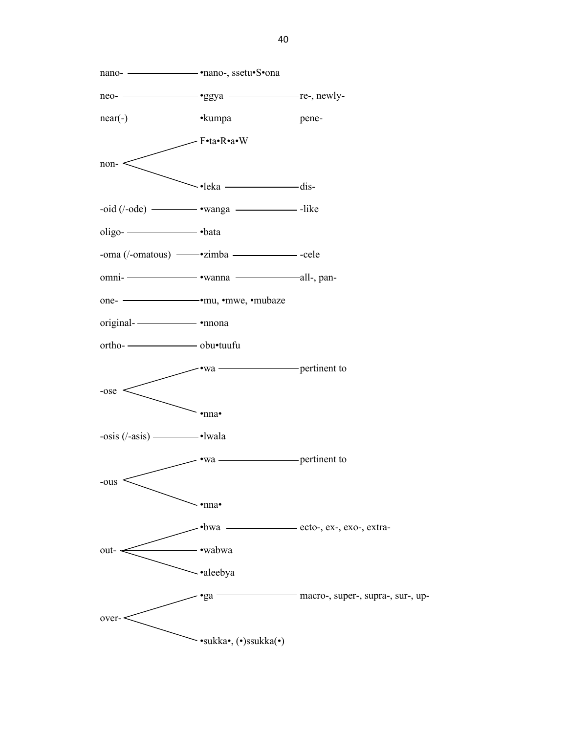| English | Luganda | Related |
| --- | --- | --- |
| nano- | •nano-, ssetu•S•ona | |
| neo- | •ggya | re-, newly- |
| near(-) | •kumpa | pene- |
| non- | F•ta•R•a•W | |
| | •leka | dis- |
| -oid (/-ode) | •wanga | -like |
| oligo- | •bata | |
| -oma (/-omatous) | •zimba | -cele |
| omni- | •wanna | all-, pan- |
| one- | •mu, •mwe, •mubaze | |
| original- | •nnona | |
| ortho- | obu•tuufu | |
| -ose | •wa | pertinent to |
| | •nna• | |
| -osis (/-asis) | •lwala | |
| -ous | •wa | pertinent to |
| | •nna• | |
| out- | •bwa | ecto-, ex-, exo-, extra- |
| | •wabwa | |
| | •aleebya | |
| over- | •ga | macro-, super-, supra-, sur-, up- |
| | •sukka•, (•)ssukka(•) | |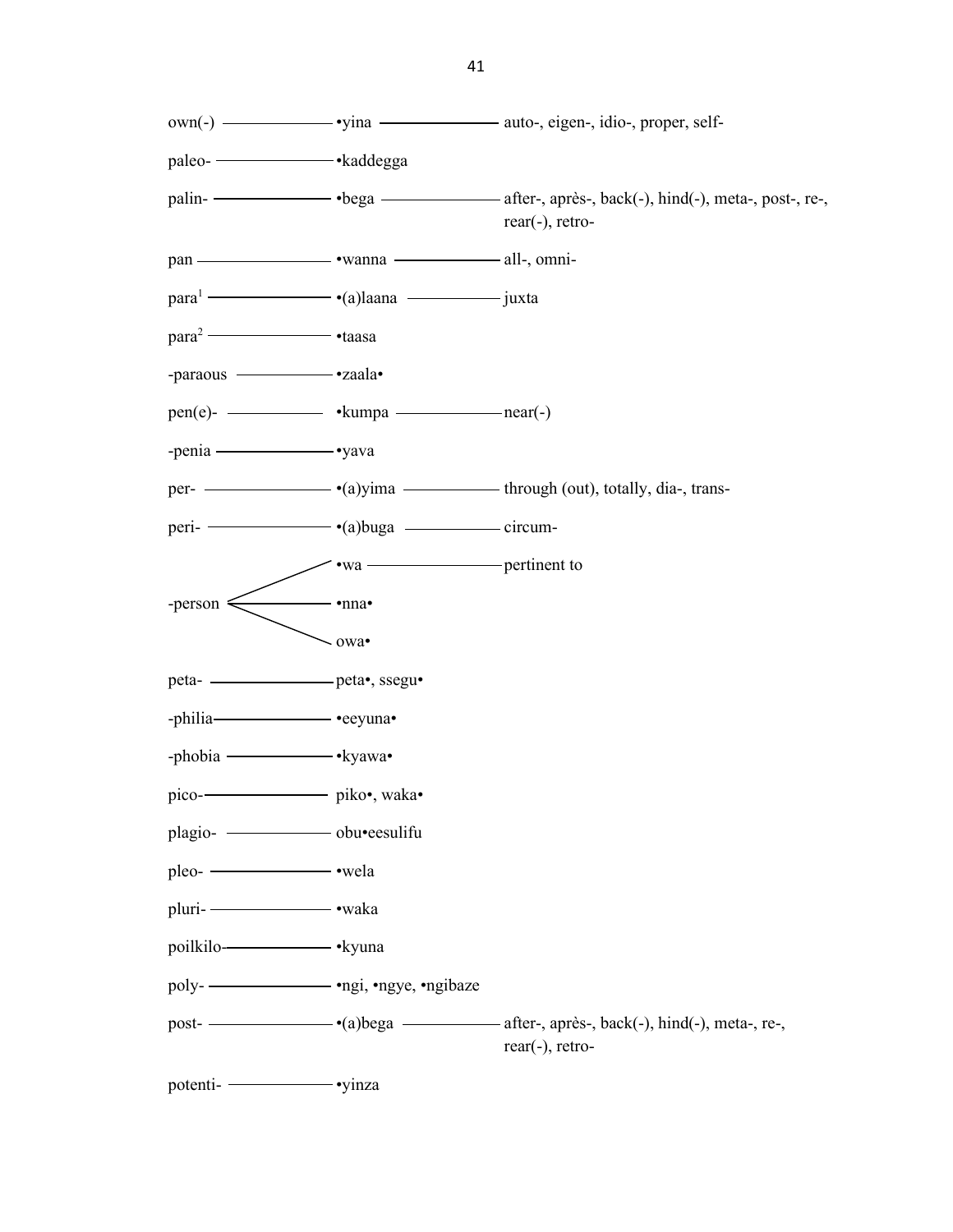| Prefix/Suffix | Luganda | Equivalents |
|---|---|---|
| own(-) | •yina | auto-, eigen-, idio-, proper, self- |
| paleo- | •kaddegga | |
| palin- | •bega | after-, après-, back(-), hind(-), meta-, post-, re-, rear(-), retro- |
| pan | •wanna | all-, omni- |
| para[1] | •(a)laana | juxta |
| para[2] | •taasa | |
| -paraous | •zaala• | |
| pen(e)- | •kumpa | near(-) |
| -penia | •yava | |
| per- | •(a)yima | through (out), totally, dia-, trans- |
| peri- | •(a)buga | circum- |
| -person | •wa | pertinent to |
| | •nna• | |
| | owa• | |
| peta- | peta•, ssegu• | |
| -philia | •eeyuna• | |
| -phobia | •kyawa• | |
| pico- | piko•, waka• | |
| plagio- | obu•eesulifu | |
| pleo- | •wela | |
| pluri- | •waka | |
| poilkilo- | •kyuna | |
| poly- | •ngi, •ngye, •ngibaze | |
| post- | •(a)bega | after-, après-, back(-), hind(-), meta-, re-, rear(-), retro- |
| potenti- | •yinza | |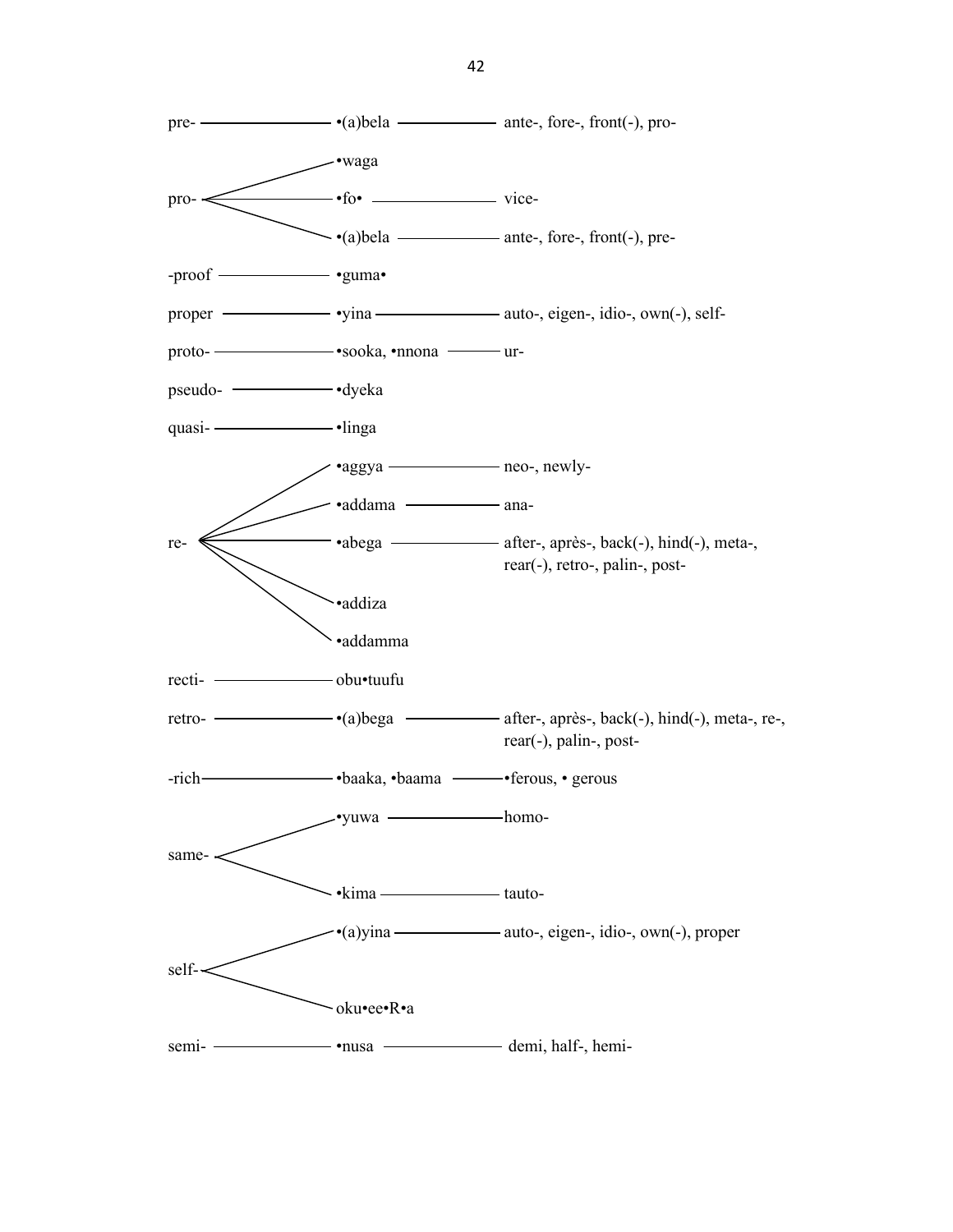| English | Luganda | Equivalents |
|---|---|---|
| pre- | •(a)bela | ante-, fore-, front(-), pro- |
| pro- | •waga | |
| | •fo• | vice- |
| | •(a)bela | ante-, fore-, front(-), pre- |
| -proof | •guma• | |
| proper | •yina | auto-, eigen-, idio-, own(-), self- |
| proto- | •sooka, •nnona | ur- |
| pseudo- | •dyeka | |
| quasi- | •linga | |
| re- | •aggya | neo-, newly- |
| | •addama | ana- |
| | •abega | after-, après-, back(-), hind(-), meta-, rear(-), retro-, palin-, post- |
| | •addiza | |
| | •addamma | |
| recti- | obu•tuufu | |
| retro- | •(a)bega | after-, après-, back(-), hind(-), meta-, re-, rear(-), palin-, post- |
| -rich | •baaka, •baama | •ferous, • gerous |
| same- | •yuwa | homo- |
| | •kima | tauto- |
| self- | •(a)yina | auto-, eigen-, idio-, own(-), proper |
| | oku•ee•R•a | |
| semi- | •nusa | demi, half-, hemi- |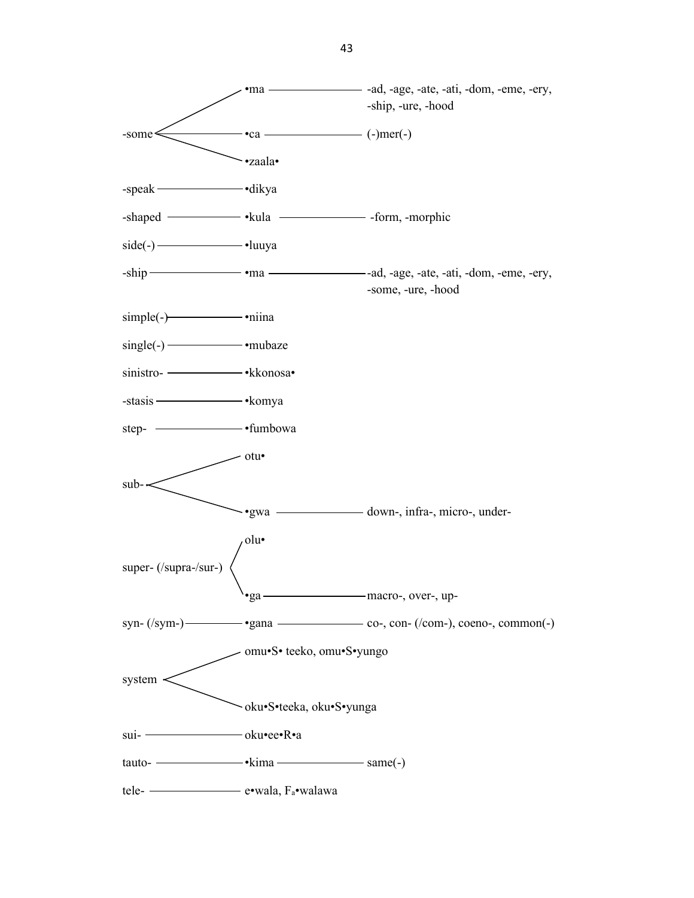| English | Luganda | Related |
| --- | --- | --- |
| -some | •ma | -ad, -age, -ate, -ati, -dom, -eme, -ery, -ship, -ure, -hood |
| | •ca | (-)mer(-) |
| | •zaala• | |
| -speak | •dikya | |
| -shaped | •kula | -form, -morphic |
| side(-) | •luuya | |
| -ship | •ma | -ad, -age, -ate, -ati, -dom, -eme, -ery, -some, -ure, -hood |
| simple(-) | •niina | |
| single(-) | •mubaze | |
| sinistro- | •kkonosa• | |
| -stasis | •komya | |
| step- | •fumbowa | |
| sub- | otu• | |
| | •gwa | down-, infra-, micro-, under- |
| super- (/supra-/sur-) | olu• | |
| | •ga | macro-, over-, up- |
| syn- (/sym-) | •gana | co-, con- (/com-), coeno-, common(-) |
| system | omu•S• teeko, omu•S•yungo | |
| | oku•S•teeka, oku•S•yunga | |
| sui- | oku•ee•R•a | |
| tauto- | •kima | same(-) |
| tele- | e•wala, $F_a$•walawa | |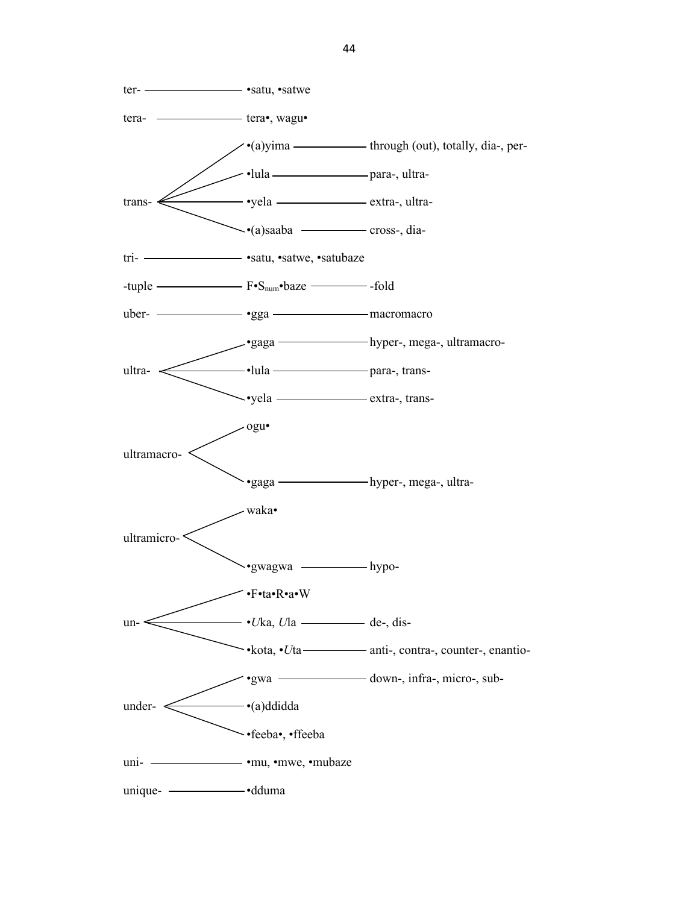| Prefix | Morpheme | Related |
| --- | --- | --- |
| ter- | •satu, •satwe | |
| tera- | tera•, wagu• | |
| trans- | •(a)yima | through (out), totally, dia-, per- |
| | •lula | para-, ultra- |
| | •yela | extra-, ultra- |
| | •(a)saaba | cross-, dia- |
| tri- | •satu, •satwe, •satubaze | |
| -tuple | F•$S_{num}$•baze | -fold |
| uber- | •gga | macromacro |
| ultra- | •gaga | hyper-, mega-, ultramacro- |
| | •lula | para-, trans- |
| | •yela | extra-, trans- |
| ultramacro- | ogu• | |
| | •gaga | hyper-, mega-, ultra- |
| ultramicro- | waka• | |
| | •gwagwa | hypo- |
| un- | •F•ta•R•a•W | |
| | •*U*ka, *U*la | de-, dis- |
| | •kota, •*U*ta | anti-, contra-, counter-, enantio- |
| under- | •gwa | down-, infra-, micro-, sub- |
| | •(a)ddidda | |
| | •feeba•, •ffeeba | |
| uni- | •mu, •mwe, •mubaze | |
| unique- | •dduma | |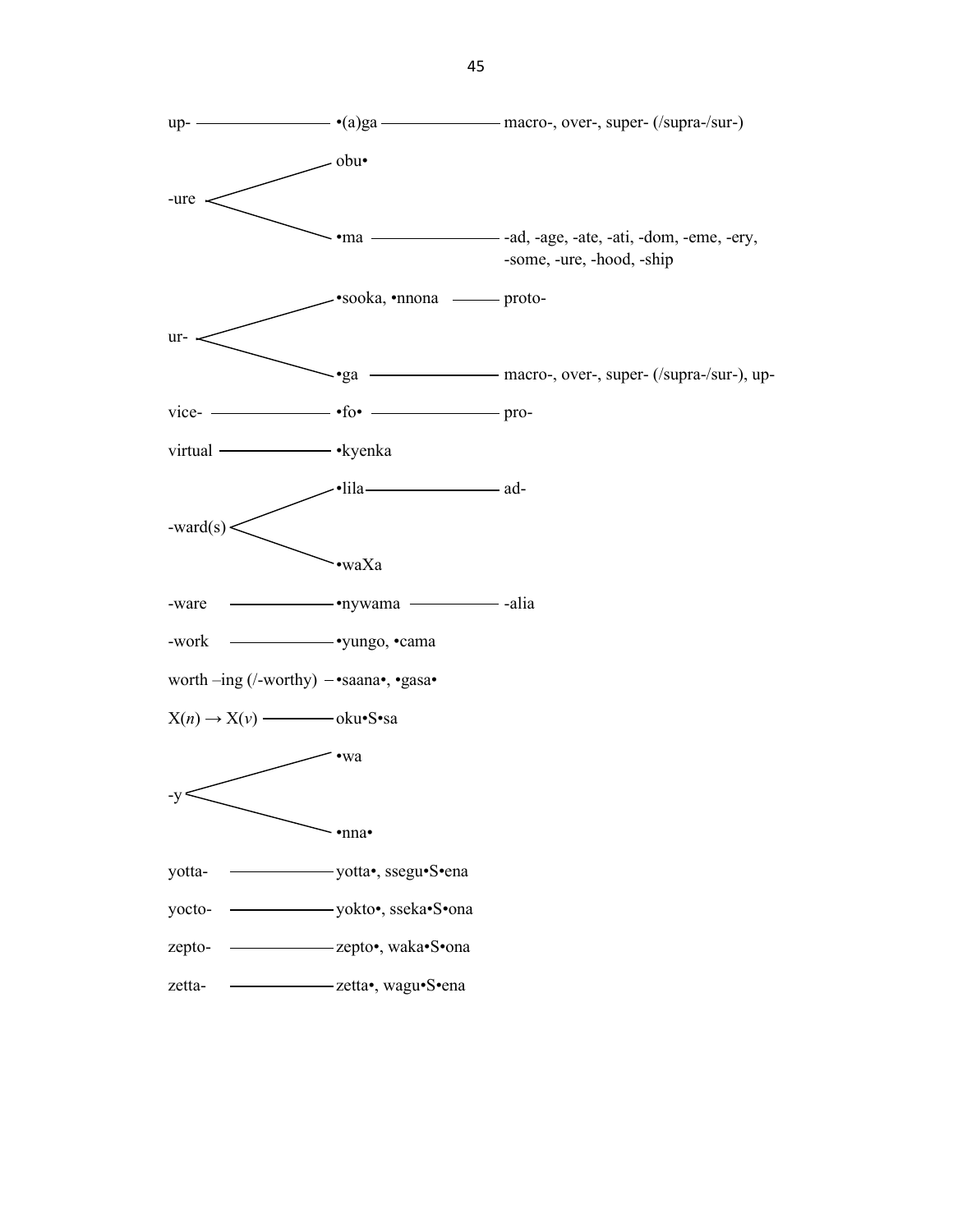| English | Luganda | Related affixes |
|---|---|---|
| up- | •(a)ga | macro-, over-, super- (/supra-/sur-) |
| -ure | obu• | |
| | •ma | -ad, -age, -ate, -ati, -dom, -eme, -ery, -some, -ure, -hood, -ship |
| ur- | •sooka, •nnona | proto- |
| | •ga | macro-, over-, super- (/supra-/sur-), up- |
| vice- | •fo• | pro- |
| virtual | •kyenka | |
| -ward(s) | •lila | ad- |
| | •waXa | |
| -ware | •nywama | -alia |
| -work | •yungo, •cama | |
| worth –ing (/-worthy) | •saana•, •gasa• | |
| X(*n*) → X(*v*) | oku•S•sa | |
| -y | •wa | |
| | •nna• | |
| yotta- | yotta•, ssegu•S•ena | |
| yocto- | yokto•, sseka•S•ona | |
| zepto- | zepto•, waka•S•ona | |
| zetta- | zetta•, wagu•S•ena | |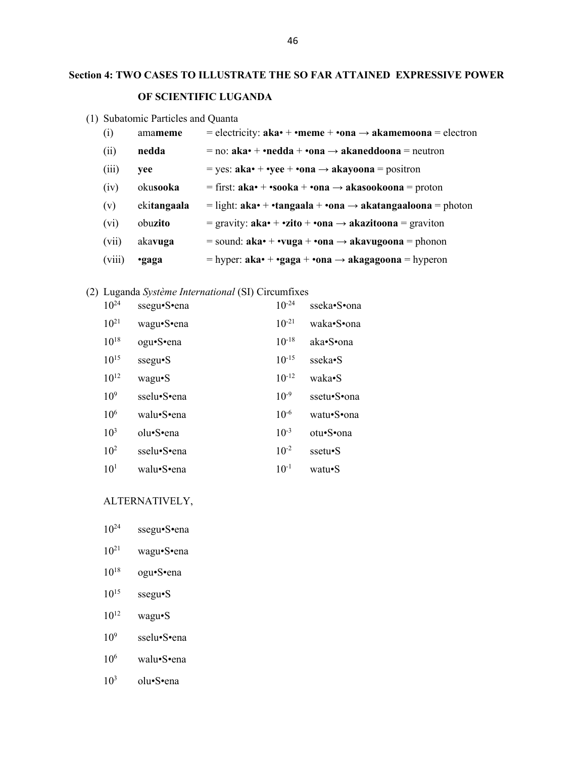## Section 4: TWO CASES TO ILLUSTRATE THE SO FAR ATTAINED EXPRESSIVE POWER OF SCIENTIFIC LUGANDA

(1) Subatomic Particles and Quanta

| | | |
|---|---|---|
| (i) | ama**meme** | = electricity: **aka•** + **•meme** + **•ona** → **akamemoona** = electron |
| (ii) | **nedda** | = no: **aka•** + **•nedda** + **•ona** → **akaneddoona** = neutron |
| (iii) | **yee** | = yes: **aka•** + **•yee** + **•ona** → **akayoona** = positron |
| (iv) | oku**sooka** | = first: **aka•** + **•sooka** + **•ona** → **akasookoona** = proton |
| (v) | eki**tangaala** | = light: **aka•** + **•tangaala** + **•ona** → **akatangaaloona** = photon |
| (vi) | obu**zito** | = gravity: **aka•** + **•zito** + **•ona** → **akazitoona** = graviton |
| (vii) | aka**vuga** | = sound: **aka•** + **•vuga** + **•ona** → **akavugoona** = phonon |
| (viii) | **•gaga** | = hyper: **aka•** + **•gaga** + **•ona** → **akagagoona** = hyperon |

(2) Luganda *Système International* (SI) Circumfixes

| | | | |
|---|---|---|---|
| $10^{24}$ | ssegu•S•ena | $10^{-24}$ | sseka•S•ona |
| $10^{21}$ | wagu•S•ena | $10^{-21}$ | waka•S•ona |
| $10^{18}$ | ogu•S•ena | $10^{-18}$ | aka•S•ona |
| $10^{15}$ | ssegu•S | $10^{-15}$ | sseka•S |
| $10^{12}$ | wagu•S | $10^{-12}$ | waka•S |
| $10^{9}$ | sselu•S•ena | $10^{-9}$ | ssetu•S•ona |
| $10^{6}$ | walu•S•ena | $10^{-6}$ | watu•S•ona |
| $10^{3}$ | olu•S•ena | $10^{-3}$ | otu•S•ona |
| $10^{2}$ | sselu•S•ena | $10^{-2}$ | ssetu•S |
| $10^{1}$ | walu•S•ena | $10^{-1}$ | watu•S |

ALTERNATIVELY,

| | |
|---|---|
| $10^{24}$ | ssegu•S•ena |
| $10^{21}$ | wagu•S•ena |
| $10^{18}$ | ogu•S•ena |
| $10^{15}$ | ssegu•S |
| $10^{12}$ | wagu•S |
| $10^{9}$ | sselu•S•ena |
| $10^{6}$ | walu•S•ena |
| $10^{3}$ | olu•S•ena |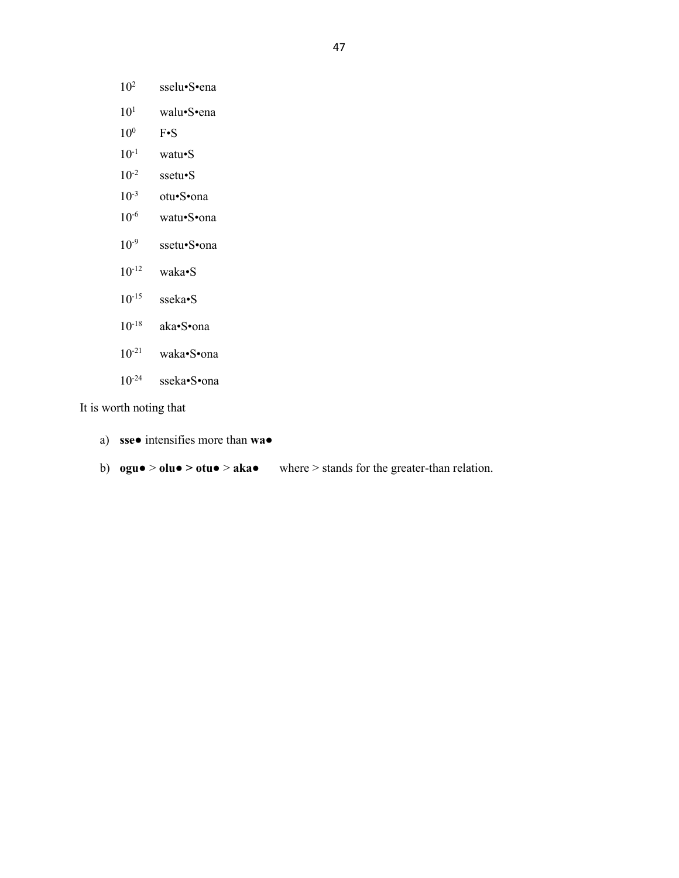| | |
|---|---|
| $10^2$ | sselu•S•ena |
| $10^1$ | walu•S•ena |
| $10^0$ | F•S |
| $10^{-1}$ | watu•S |
| $10^{-2}$ | ssetu•S |
| $10^{-3}$ | otu•S•ona |
| $10^{-6}$ | watu•S•ona |
| $10^{-9}$ | ssetu•S•ona |
| $10^{-12}$ | waka•S |
| $10^{-15}$ | sseka•S |
| $10^{-18}$ | aka•S•ona |
| $10^{-21}$ | waka•S•ona |
| $10^{-24}$ | sseka•S•ona |

It is worth noting that

a) **sse●** intensifies more than **wa●**

b) **ogu●** > **olu● > otu●** > **aka●** where > stands for the greater-than relation.